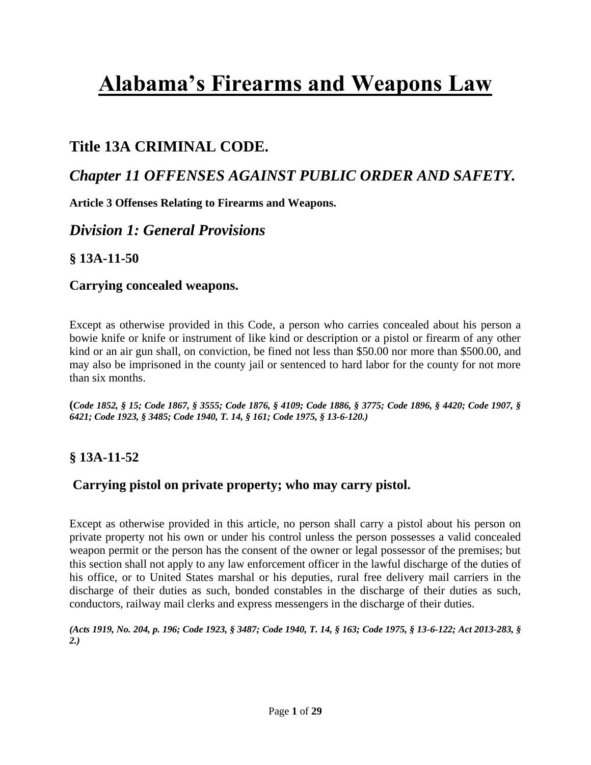# Alabama's Firearms and Weapons Law

## Title 13A CRIMINAL CODE.

## *Chapter 11 OFFENSES AGAINST PUBLIC ORDER AND SAFETY.*

**Article 3 Offenses Relating to Firearms and Weapons.**

## *Division 1: General Provisions*

### § 13A-11-50

### Carrying concealed weapons.

Except as otherwise provided in this Code, a person who carries concealed about his person a bowie knife or knife or instrument of like kind or description or a pistol or firearm of any other kind or an air gun shall, on conviction, be fined not less than $50.00 nor more than $500.00, and may also be imprisoned in the county jail or sentenced to hard labor for the county for not more than six months.

**(*Code 1852, § 15; Code 1867, § 3555; Code 1876, § 4109; Code 1886, § 3775; Code 1896, § 4420; Code 1907, § 6421; Code 1923, § 3485; Code 1940, T. 14, § 161; Code 1975, § 13-6-120.)***

### § 13A-11-52

### Carrying pistol on private property; who may carry pistol.

Except as otherwise provided in this article, no person shall carry a pistol about his person on private property not his own or under his control unless the person possesses a valid concealed weapon permit or the person has the consent of the owner or legal possessor of the premises; but this section shall not apply to any law enforcement officer in the lawful discharge of the duties of his office, or to United States marshal or his deputies, rural free delivery mail carriers in the discharge of their duties as such, bonded constables in the discharge of their duties as such, conductors, railway mail clerks and express messengers in the discharge of their duties.

***(Acts 1919, No. 204, p. 196; Code 1923, § 3487; Code 1940, T. 14, § 163; Code 1975, § 13-6-122; Act 2013-283, § 2.)***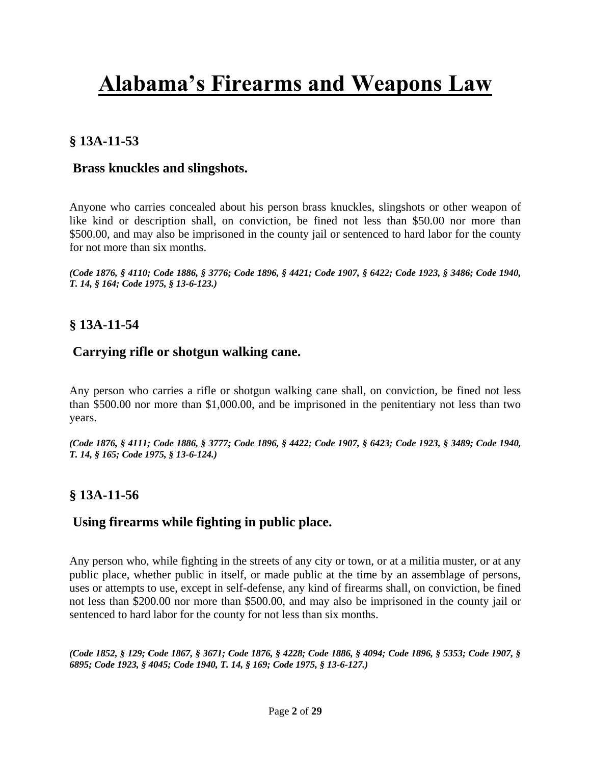# Alabama's Firearms and Weapons Law

## § 13A-11-53

### Brass knuckles and slingshots.

Anyone who carries concealed about his person brass knuckles, slingshots or other weapon of like kind or description shall, on conviction, be fined not less than $50.00 nor more than $500.00, and may also be imprisoned in the county jail or sentenced to hard labor for the county for not more than six months.

***(Code 1876, § 4110; Code 1886, § 3776; Code 1896, § 4421; Code 1907, § 6422; Code 1923, § 3486; Code 1940, T. 14, § 164; Code 1975, § 13-6-123.)***

## § 13A-11-54

### Carrying rifle or shotgun walking cane.

Any person who carries a rifle or shotgun walking cane shall, on conviction, be fined not less than $500.00 nor more than $1,000.00, and be imprisoned in the penitentiary not less than two years.

***(Code 1876, § 4111; Code 1886, § 3777; Code 1896, § 4422; Code 1907, § 6423; Code 1923, § 3489; Code 1940, T. 14, § 165; Code 1975, § 13-6-124.)***

## § 13A-11-56

### Using firearms while fighting in public place.

Any person who, while fighting in the streets of any city or town, or at a militia muster, or at any public place, whether public in itself, or made public at the time by an assemblage of persons, uses or attempts to use, except in self-defense, any kind of firearms shall, on conviction, be fined not less than $200.00 nor more than $500.00, and may also be imprisoned in the county jail or sentenced to hard labor for the county for not less than six months.

***(Code 1852, § 129; Code 1867, § 3671; Code 1876, § 4228; Code 1886, § 4094; Code 1896, § 5353; Code 1907, § 6895; Code 1923, § 4045; Code 1940, T. 14, § 169; Code 1975, § 13-6-127.)***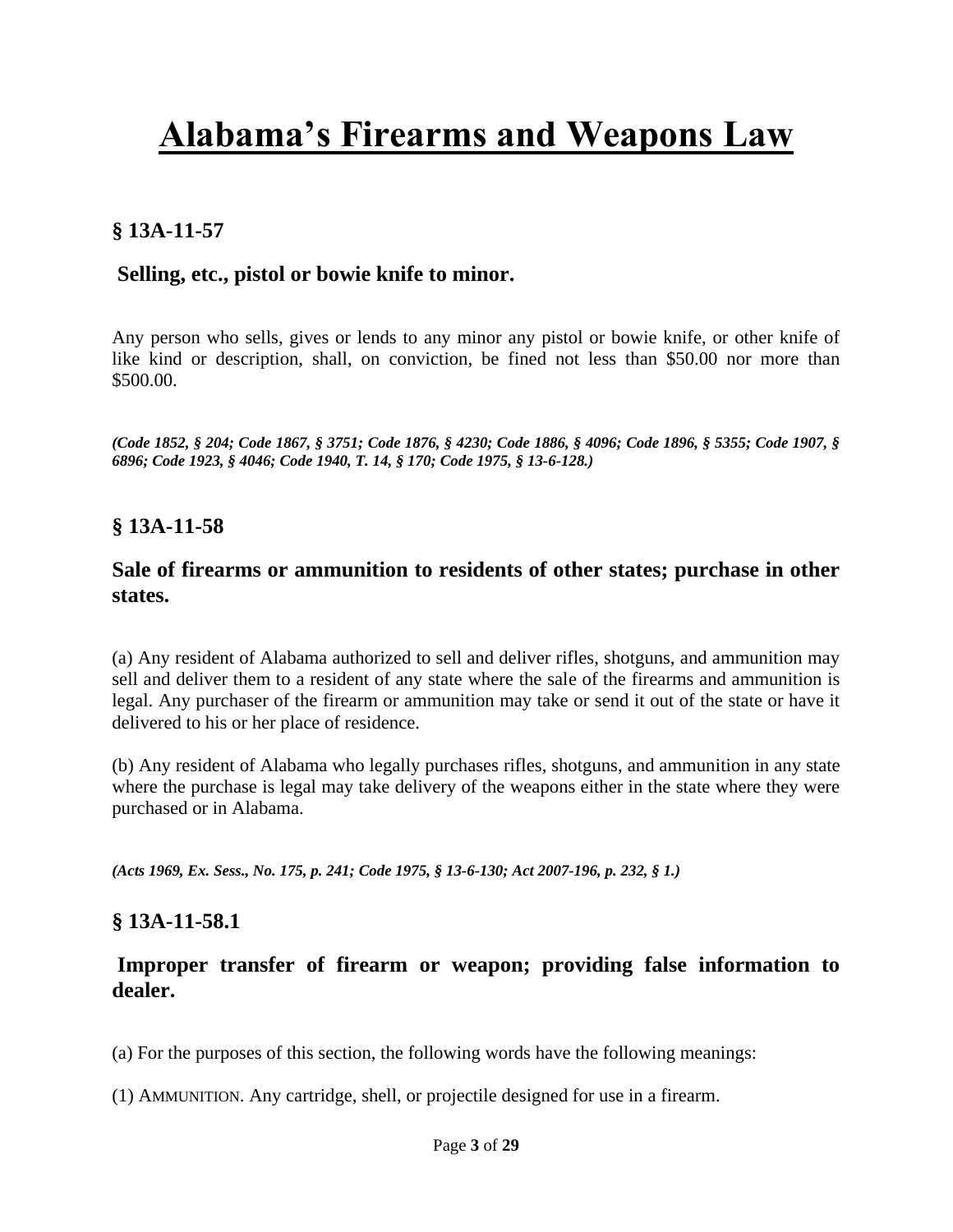# Alabama's Firearms and Weapons Law

## § 13A-11-57

### Selling, etc., pistol or bowie knife to minor.

Any person who sells, gives or lends to any minor any pistol or bowie knife, or other knife of like kind or description, shall, on conviction, be fined not less than $50.00 nor more than $500.00.

***(Code 1852, § 204; Code 1867, § 3751; Code 1876, § 4230; Code 1886, § 4096; Code 1896, § 5355; Code 1907, § 6896; Code 1923, § 4046; Code 1940, T. 14, § 170; Code 1975, § 13-6-128.)***

## § 13A-11-58

### Sale of firearms or ammunition to residents of other states; purchase in other states.

(a) Any resident of Alabama authorized to sell and deliver rifles, shotguns, and ammunition may sell and deliver them to a resident of any state where the sale of the firearms and ammunition is legal. Any purchaser of the firearm or ammunition may take or send it out of the state or have it delivered to his or her place of residence.

(b) Any resident of Alabama who legally purchases rifles, shotguns, and ammunition in any state where the purchase is legal may take delivery of the weapons either in the state where they were purchased or in Alabama.

***(Acts 1969, Ex. Sess., No. 175, p. 241; Code 1975, § 13-6-130; Act 2007-196, p. 232, § 1.)***

## § 13A-11-58.1

### Improper transfer of firearm or weapon; providing false information to dealer.

(a) For the purposes of this section, the following words have the following meanings:

(1) AMMUNITION. Any cartridge, shell, or projectile designed for use in a firearm.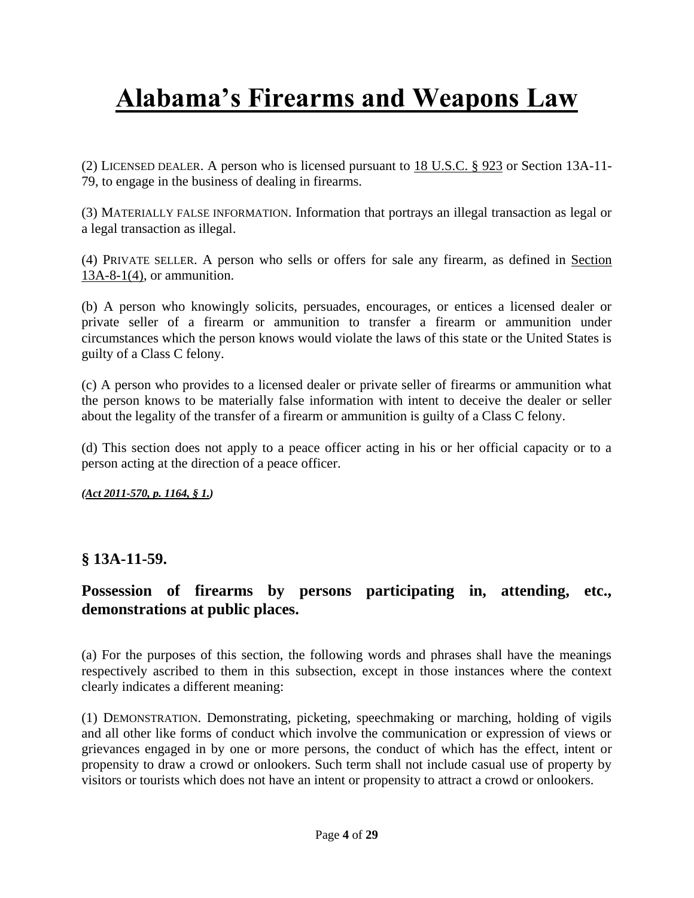(2) LICENSED DEALER. A person who is licensed pursuant to 18 U.S.C. § 923 or Section 13A-11-79, to engage in the business of dealing in firearms.

(3) MATERIALLY FALSE INFORMATION. Information that portrays an illegal transaction as legal or a legal transaction as illegal.

(4) PRIVATE SELLER. A person who sells or offers for sale any firearm, as defined in Section 13A-8-1(4), or ammunition.

(b) A person who knowingly solicits, persuades, encourages, or entices a licensed dealer or private seller of a firearm or ammunition to transfer a firearm or ammunition under circumstances which the person knows would violate the laws of this state or the United States is guilty of a Class C felony.

(c) A person who provides to a licensed dealer or private seller of firearms or ammunition what the person knows to be materially false information with intent to deceive the dealer or seller about the legality of the transfer of a firearm or ammunition is guilty of a Class C felony.

(d) This section does not apply to a peace officer acting in his or her official capacity or to a person acting at the direction of a peace officer.

***(Act 2011-570, p. 1164, § 1.)***

### § 13A-11-59.

### Possession of firearms by persons participating in, attending, etc., demonstrations at public places.

(a) For the purposes of this section, the following words and phrases shall have the meanings respectively ascribed to them in this subsection, except in those instances where the context clearly indicates a different meaning:

(1) DEMONSTRATION. Demonstrating, picketing, speechmaking or marching, holding of vigils and all other like forms of conduct which involve the communication or expression of views or grievances engaged in by one or more persons, the conduct of which has the effect, intent or propensity to draw a crowd or onlookers. Such term shall not include casual use of property by visitors or tourists which does not have an intent or propensity to attract a crowd or onlookers.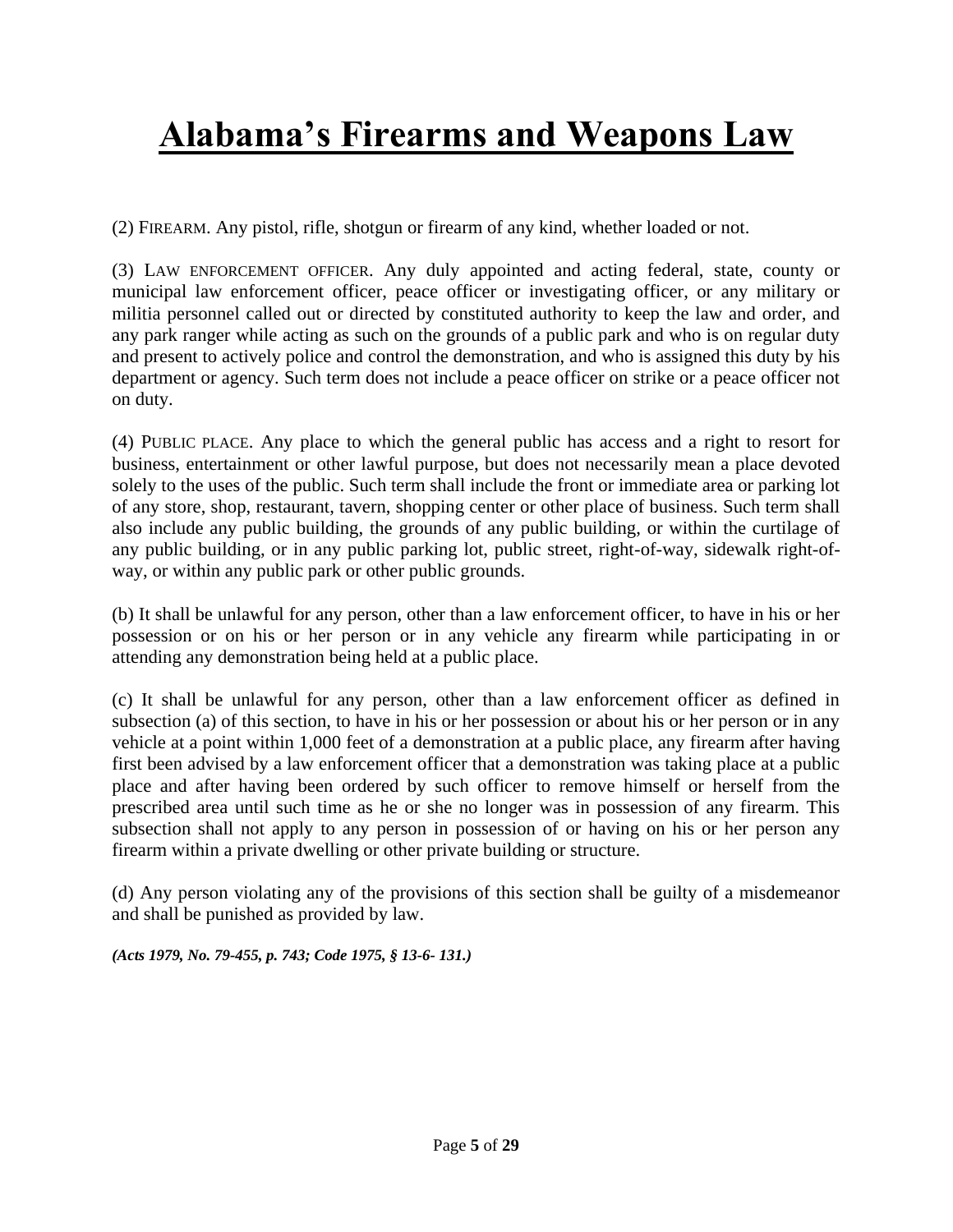# Alabama's Firearms and Weapons Law

(2) FIREARM. Any pistol, rifle, shotgun or firearm of any kind, whether loaded or not.

(3) LAW ENFORCEMENT OFFICER. Any duly appointed and acting federal, state, county or municipal law enforcement officer, peace officer or investigating officer, or any military or militia personnel called out or directed by constituted authority to keep the law and order, and any park ranger while acting as such on the grounds of a public park and who is on regular duty and present to actively police and control the demonstration, and who is assigned this duty by his department or agency. Such term does not include a peace officer on strike or a peace officer not on duty.

(4) PUBLIC PLACE. Any place to which the general public has access and a right to resort for business, entertainment or other lawful purpose, but does not necessarily mean a place devoted solely to the uses of the public. Such term shall include the front or immediate area or parking lot of any store, shop, restaurant, tavern, shopping center or other place of business. Such term shall also include any public building, the grounds of any public building, or within the curtilage of any public building, or in any public parking lot, public street, right-of-way, sidewalk right-of-way, or within any public park or other public grounds.

(b) It shall be unlawful for any person, other than a law enforcement officer, to have in his or her possession or on his or her person or in any vehicle any firearm while participating in or attending any demonstration being held at a public place.

(c) It shall be unlawful for any person, other than a law enforcement officer as defined in subsection (a) of this section, to have in his or her possession or about his or her person or in any vehicle at a point within 1,000 feet of a demonstration at a public place, any firearm after having first been advised by a law enforcement officer that a demonstration was taking place at a public place and after having been ordered by such officer to remove himself or herself from the prescribed area until such time as he or she no longer was in possession of any firearm. This subsection shall not apply to any person in possession of or having on his or her person any firearm within a private dwelling or other private building or structure.

(d) Any person violating any of the provisions of this section shall be guilty of a misdemeanor and shall be punished as provided by law.

***(Acts 1979, No. 79-455, p. 743; Code 1975, § 13-6- 131.)***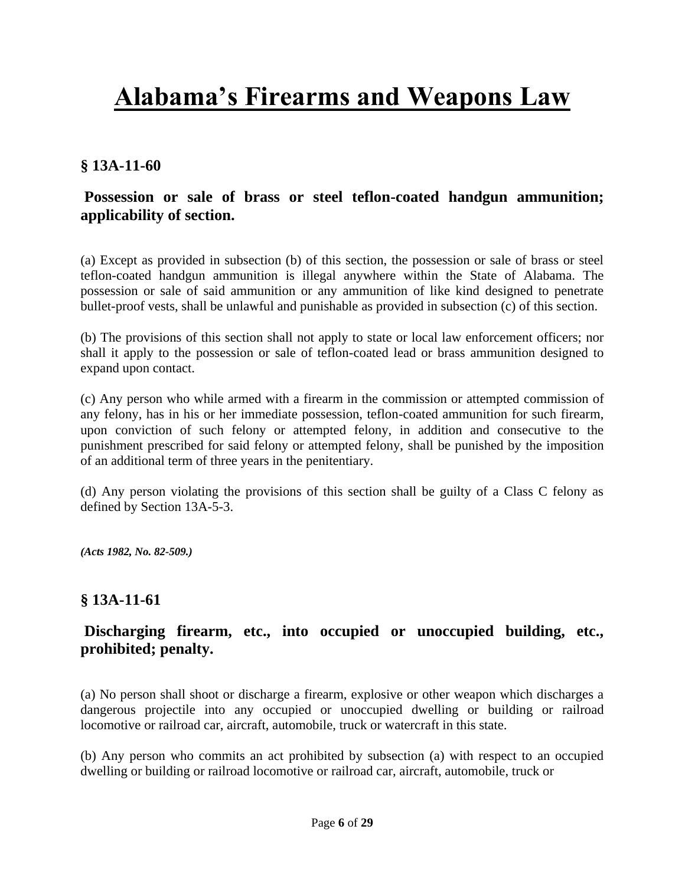# Alabama's Firearms and Weapons Law

## § 13A-11-60

### Possession or sale of brass or steel teflon-coated handgun ammunition; applicability of section.

(a) Except as provided in subsection (b) of this section, the possession or sale of brass or steel teflon-coated handgun ammunition is illegal anywhere within the State of Alabama. The possession or sale of said ammunition or any ammunition of like kind designed to penetrate bullet-proof vests, shall be unlawful and punishable as provided in subsection (c) of this section.

(b) The provisions of this section shall not apply to state or local law enforcement officers; nor shall it apply to the possession or sale of teflon-coated lead or brass ammunition designed to expand upon contact.

(c) Any person who while armed with a firearm in the commission or attempted commission of any felony, has in his or her immediate possession, teflon-coated ammunition for such firearm, upon conviction of such felony or attempted felony, in addition and consecutive to the punishment prescribed for said felony or attempted felony, shall be punished by the imposition of an additional term of three years in the penitentiary.

(d) Any person violating the provisions of this section shall be guilty of a Class C felony as defined by Section 13A-5-3.

***(Acts 1982, No. 82-509.)***

## § 13A-11-61

### Discharging firearm, etc., into occupied or unoccupied building, etc., prohibited; penalty.

(a) No person shall shoot or discharge a firearm, explosive or other weapon which discharges a dangerous projectile into any occupied or unoccupied dwelling or building or railroad locomotive or railroad car, aircraft, automobile, truck or watercraft in this state.

(b) Any person who commits an act prohibited by subsection (a) with respect to an occupied dwelling or building or railroad locomotive or railroad car, aircraft, automobile, truck or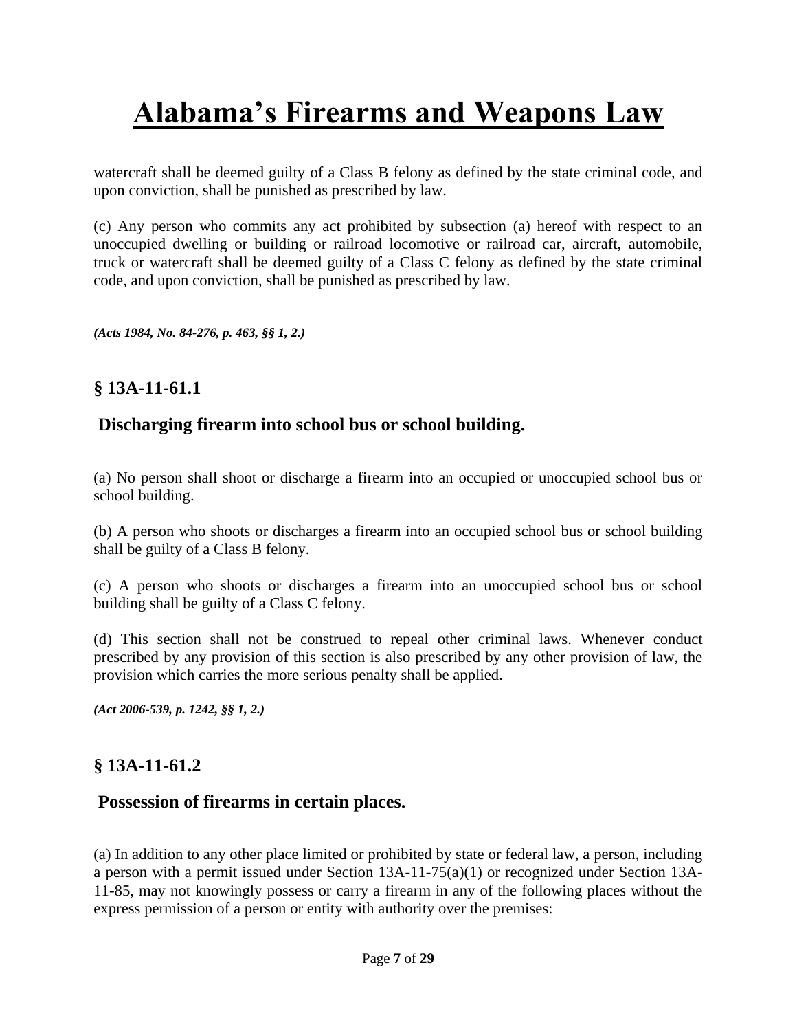watercraft shall be deemed guilty of a Class B felony as defined by the state criminal code, and upon conviction, shall be punished as prescribed by law.

(c) Any person who commits any act prohibited by subsection (a) hereof with respect to an unoccupied dwelling or building or railroad locomotive or railroad car, aircraft, automobile, truck or watercraft shall be deemed guilty of a Class C felony as defined by the state criminal code, and upon conviction, shall be punished as prescribed by law.

***(Acts 1984, No. 84-276, p. 463, §§ 1, 2.)***

## § 13A-11-61.1

### Discharging firearm into school bus or school building.

(a) No person shall shoot or discharge a firearm into an occupied or unoccupied school bus or school building.

(b) A person who shoots or discharges a firearm into an occupied school bus or school building shall be guilty of a Class B felony.

(c) A person who shoots or discharges a firearm into an unoccupied school bus or school building shall be guilty of a Class C felony.

(d) This section shall not be construed to repeal other criminal laws. Whenever conduct prescribed by any provision of this section is also prescribed by any other provision of law, the provision which carries the more serious penalty shall be applied.

***(Act 2006-539, p. 1242, §§ 1, 2.)***

## § 13A-11-61.2

### Possession of firearms in certain places.

(a) In addition to any other place limited or prohibited by state or federal law, a person, including a person with a permit issued under Section 13A-11-75(a)(1) or recognized under Section 13A-11-85, may not knowingly possess or carry a firearm in any of the following places without the express permission of a person or entity with authority over the premises: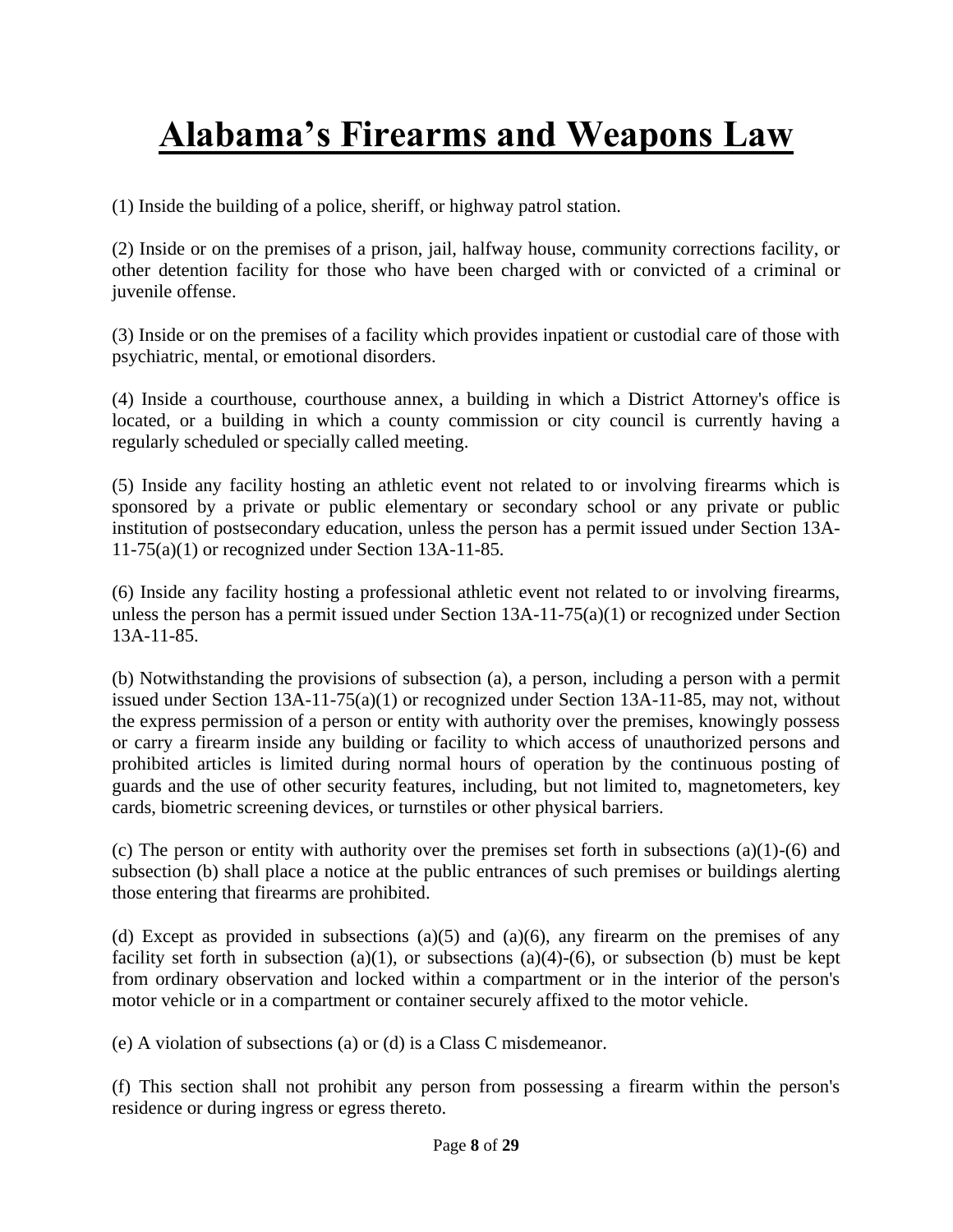# Alabama's Firearms and Weapons Law

(1) Inside the building of a police, sheriff, or highway patrol station.

(2) Inside or on the premises of a prison, jail, halfway house, community corrections facility, or other detention facility for those who have been charged with or convicted of a criminal or juvenile offense.

(3) Inside or on the premises of a facility which provides inpatient or custodial care of those with psychiatric, mental, or emotional disorders.

(4) Inside a courthouse, courthouse annex, a building in which a District Attorney's office is located, or a building in which a county commission or city council is currently having a regularly scheduled or specially called meeting.

(5) Inside any facility hosting an athletic event not related to or involving firearms which is sponsored by a private or public elementary or secondary school or any private or public institution of postsecondary education, unless the person has a permit issued under Section 13A-11-75(a)(1) or recognized under Section 13A-11-85.

(6) Inside any facility hosting a professional athletic event not related to or involving firearms, unless the person has a permit issued under Section 13A-11-75(a)(1) or recognized under Section 13A-11-85.

(b) Notwithstanding the provisions of subsection (a), a person, including a person with a permit issued under Section 13A-11-75(a)(1) or recognized under Section 13A-11-85, may not, without the express permission of a person or entity with authority over the premises, knowingly possess or carry a firearm inside any building or facility to which access of unauthorized persons and prohibited articles is limited during normal hours of operation by the continuous posting of guards and the use of other security features, including, but not limited to, magnetometers, key cards, biometric screening devices, or turnstiles or other physical barriers.

(c) The person or entity with authority over the premises set forth in subsections (a)(1)-(6) and subsection (b) shall place a notice at the public entrances of such premises or buildings alerting those entering that firearms are prohibited.

(d) Except as provided in subsections (a)(5) and (a)(6), any firearm on the premises of any facility set forth in subsection (a)(1), or subsections (a)(4)-(6), or subsection (b) must be kept from ordinary observation and locked within a compartment or in the interior of the person's motor vehicle or in a compartment or container securely affixed to the motor vehicle.

(e) A violation of subsections (a) or (d) is a Class C misdemeanor.

(f) This section shall not prohibit any person from possessing a firearm within the person's residence or during ingress or egress thereto.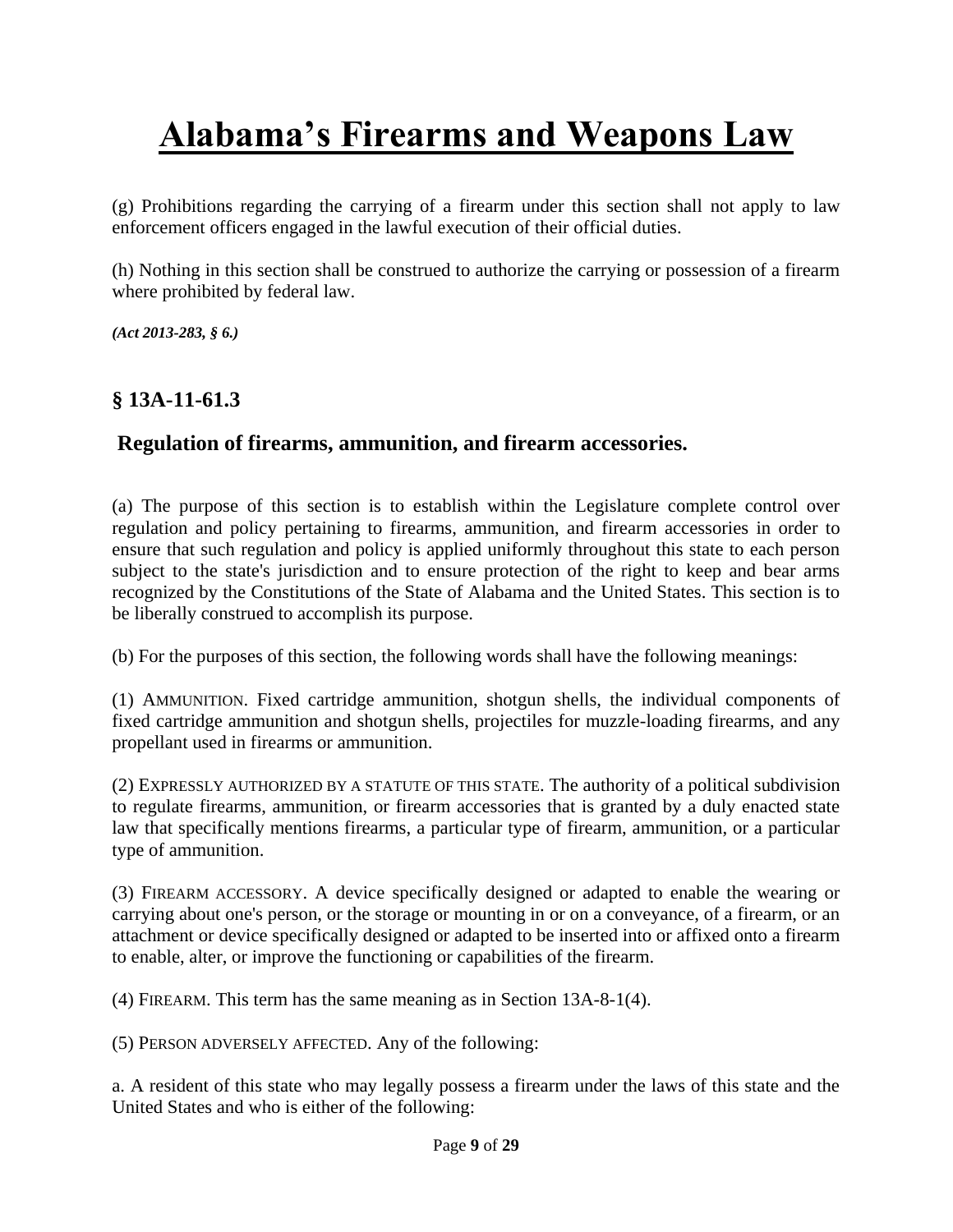# Alabama's Firearms and Weapons Law

(g) Prohibitions regarding the carrying of a firearm under this section shall not apply to law enforcement officers engaged in the lawful execution of their official duties.

(h) Nothing in this section shall be construed to authorize the carrying or possession of a firearm where prohibited by federal law.

***(Act 2013-283, § 6.)***

## § 13A-11-61.3

## Regulation of firearms, ammunition, and firearm accessories.

(a) The purpose of this section is to establish within the Legislature complete control over regulation and policy pertaining to firearms, ammunition, and firearm accessories in order to ensure that such regulation and policy is applied uniformly throughout this state to each person subject to the state's jurisdiction and to ensure protection of the right to keep and bear arms recognized by the Constitutions of the State of Alabama and the United States. This section is to be liberally construed to accomplish its purpose.

(b) For the purposes of this section, the following words shall have the following meanings:

(1) AMMUNITION. Fixed cartridge ammunition, shotgun shells, the individual components of fixed cartridge ammunition and shotgun shells, projectiles for muzzle-loading firearms, and any propellant used in firearms or ammunition.

(2) EXPRESSLY AUTHORIZED BY A STATUTE OF THIS STATE. The authority of a political subdivision to regulate firearms, ammunition, or firearm accessories that is granted by a duly enacted state law that specifically mentions firearms, a particular type of firearm, ammunition, or a particular type of ammunition.

(3) FIREARM ACCESSORY. A device specifically designed or adapted to enable the wearing or carrying about one's person, or the storage or mounting in or on a conveyance, of a firearm, or an attachment or device specifically designed or adapted to be inserted into or affixed onto a firearm to enable, alter, or improve the functioning or capabilities of the firearm.

(4) FIREARM. This term has the same meaning as in Section 13A-8-1(4).

(5) PERSON ADVERSELY AFFECTED. Any of the following:

a. A resident of this state who may legally possess a firearm under the laws of this state and the United States and who is either of the following: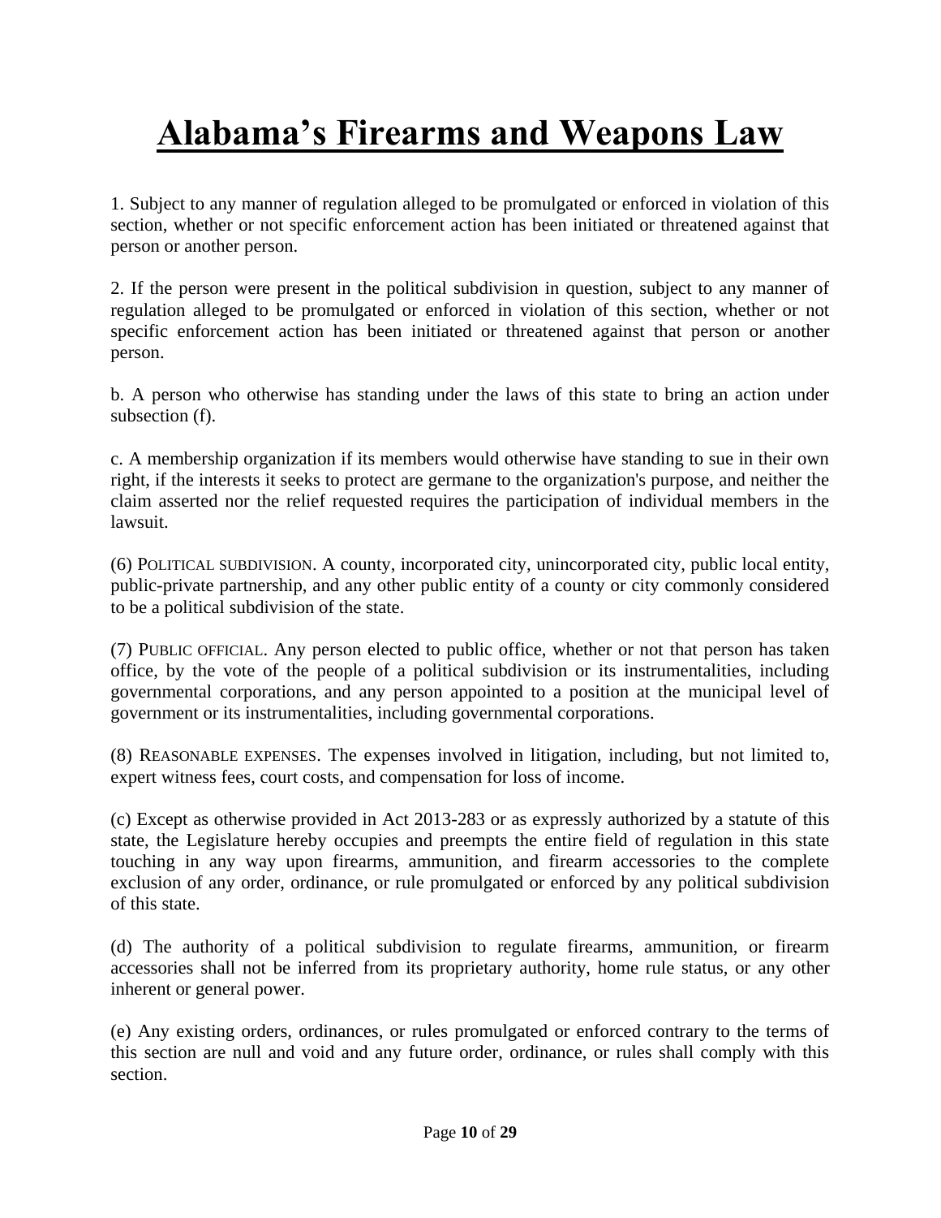# Alabama's Firearms and Weapons Law

1. Subject to any manner of regulation alleged to be promulgated or enforced in violation of this section, whether or not specific enforcement action has been initiated or threatened against that person or another person.

2. If the person were present in the political subdivision in question, subject to any manner of regulation alleged to be promulgated or enforced in violation of this section, whether or not specific enforcement action has been initiated or threatened against that person or another person.

b. A person who otherwise has standing under the laws of this state to bring an action under subsection (f).

c. A membership organization if its members would otherwise have standing to sue in their own right, if the interests it seeks to protect are germane to the organization's purpose, and neither the claim asserted nor the relief requested requires the participation of individual members in the lawsuit.

(6) POLITICAL SUBDIVISION. A county, incorporated city, unincorporated city, public local entity, public-private partnership, and any other public entity of a county or city commonly considered to be a political subdivision of the state.

(7) PUBLIC OFFICIAL. Any person elected to public office, whether or not that person has taken office, by the vote of the people of a political subdivision or its instrumentalities, including governmental corporations, and any person appointed to a position at the municipal level of government or its instrumentalities, including governmental corporations.

(8) REASONABLE EXPENSES. The expenses involved in litigation, including, but not limited to, expert witness fees, court costs, and compensation for loss of income.

(c) Except as otherwise provided in Act 2013-283 or as expressly authorized by a statute of this state, the Legislature hereby occupies and preempts the entire field of regulation in this state touching in any way upon firearms, ammunition, and firearm accessories to the complete exclusion of any order, ordinance, or rule promulgated or enforced by any political subdivision of this state.

(d) The authority of a political subdivision to regulate firearms, ammunition, or firearm accessories shall not be inferred from its proprietary authority, home rule status, or any other inherent or general power.

(e) Any existing orders, ordinances, or rules promulgated or enforced contrary to the terms of this section are null and void and any future order, ordinance, or rules shall comply with this section.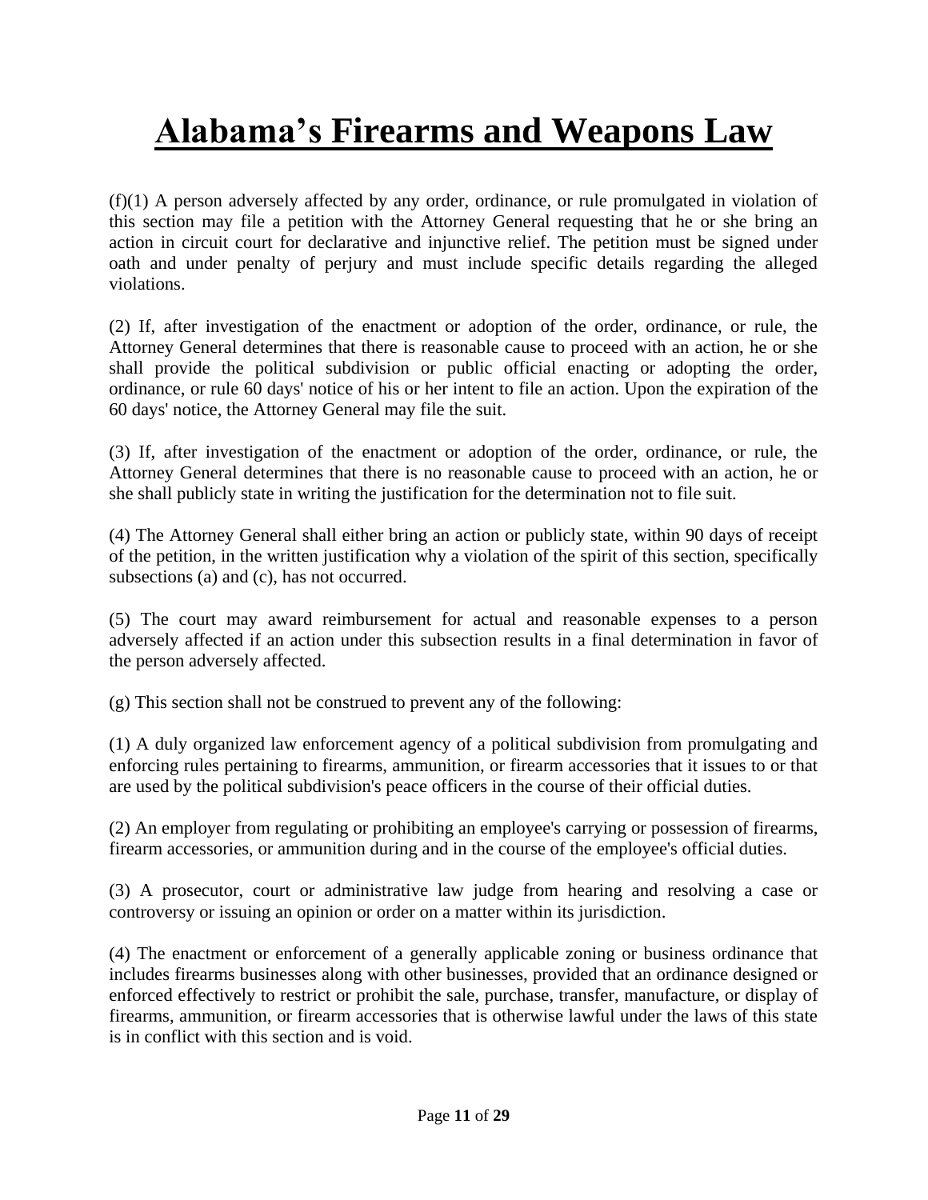# Alabama's Firearms and Weapons Law

(f)(1) A person adversely affected by any order, ordinance, or rule promulgated in violation of this section may file a petition with the Attorney General requesting that he or she bring an action in circuit court for declarative and injunctive relief. The petition must be signed under oath and under penalty of perjury and must include specific details regarding the alleged violations.

(2) If, after investigation of the enactment or adoption of the order, ordinance, or rule, the Attorney General determines that there is reasonable cause to proceed with an action, he or she shall provide the political subdivision or public official enacting or adopting the order, ordinance, or rule 60 days' notice of his or her intent to file an action. Upon the expiration of the 60 days' notice, the Attorney General may file the suit.

(3) If, after investigation of the enactment or adoption of the order, ordinance, or rule, the Attorney General determines that there is no reasonable cause to proceed with an action, he or she shall publicly state in writing the justification for the determination not to file suit.

(4) The Attorney General shall either bring an action or publicly state, within 90 days of receipt of the petition, in the written justification why a violation of the spirit of this section, specifically subsections (a) and (c), has not occurred.

(5) The court may award reimbursement for actual and reasonable expenses to a person adversely affected if an action under this subsection results in a final determination in favor of the person adversely affected.

(g) This section shall not be construed to prevent any of the following:

(1) A duly organized law enforcement agency of a political subdivision from promulgating and enforcing rules pertaining to firearms, ammunition, or firearm accessories that it issues to or that are used by the political subdivision's peace officers in the course of their official duties.

(2) An employer from regulating or prohibiting an employee's carrying or possession of firearms, firearm accessories, or ammunition during and in the course of the employee's official duties.

(3) A prosecutor, court or administrative law judge from hearing and resolving a case or controversy or issuing an opinion or order on a matter within its jurisdiction.

(4) The enactment or enforcement of a generally applicable zoning or business ordinance that includes firearms businesses along with other businesses, provided that an ordinance designed or enforced effectively to restrict or prohibit the sale, purchase, transfer, manufacture, or display of firearms, ammunition, or firearm accessories that is otherwise lawful under the laws of this state is in conflict with this section and is void.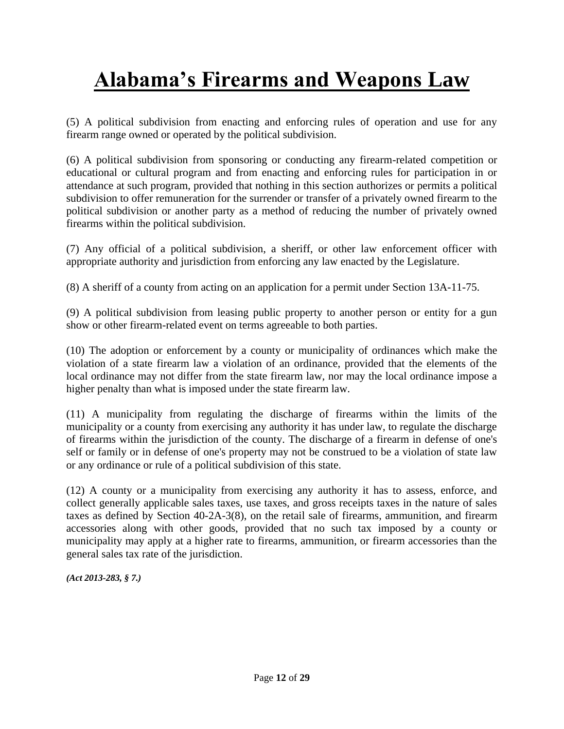# Alabama's Firearms and Weapons Law

(5) A political subdivision from enacting and enforcing rules of operation and use for any firearm range owned or operated by the political subdivision.

(6) A political subdivision from sponsoring or conducting any firearm-related competition or educational or cultural program and from enacting and enforcing rules for participation in or attendance at such program, provided that nothing in this section authorizes or permits a political subdivision to offer remuneration for the surrender or transfer of a privately owned firearm to the political subdivision or another party as a method of reducing the number of privately owned firearms within the political subdivision.

(7) Any official of a political subdivision, a sheriff, or other law enforcement officer with appropriate authority and jurisdiction from enforcing any law enacted by the Legislature.

(8) A sheriff of a county from acting on an application for a permit under Section 13A-11-75.

(9) A political subdivision from leasing public property to another person or entity for a gun show or other firearm-related event on terms agreeable to both parties.

(10) The adoption or enforcement by a county or municipality of ordinances which make the violation of a state firearm law a violation of an ordinance, provided that the elements of the local ordinance may not differ from the state firearm law, nor may the local ordinance impose a higher penalty than what is imposed under the state firearm law.

(11) A municipality from regulating the discharge of firearms within the limits of the municipality or a county from exercising any authority it has under law, to regulate the discharge of firearms within the jurisdiction of the county. The discharge of a firearm in defense of one's self or family or in defense of one's property may not be construed to be a violation of state law or any ordinance or rule of a political subdivision of this state.

(12) A county or a municipality from exercising any authority it has to assess, enforce, and collect generally applicable sales taxes, use taxes, and gross receipts taxes in the nature of sales taxes as defined by Section 40-2A-3(8), on the retail sale of firearms, ammunition, and firearm accessories along with other goods, provided that no such tax imposed by a county or municipality may apply at a higher rate to firearms, ammunition, or firearm accessories than the general sales tax rate of the jurisdiction.

***(Act 2013-283, § 7.)***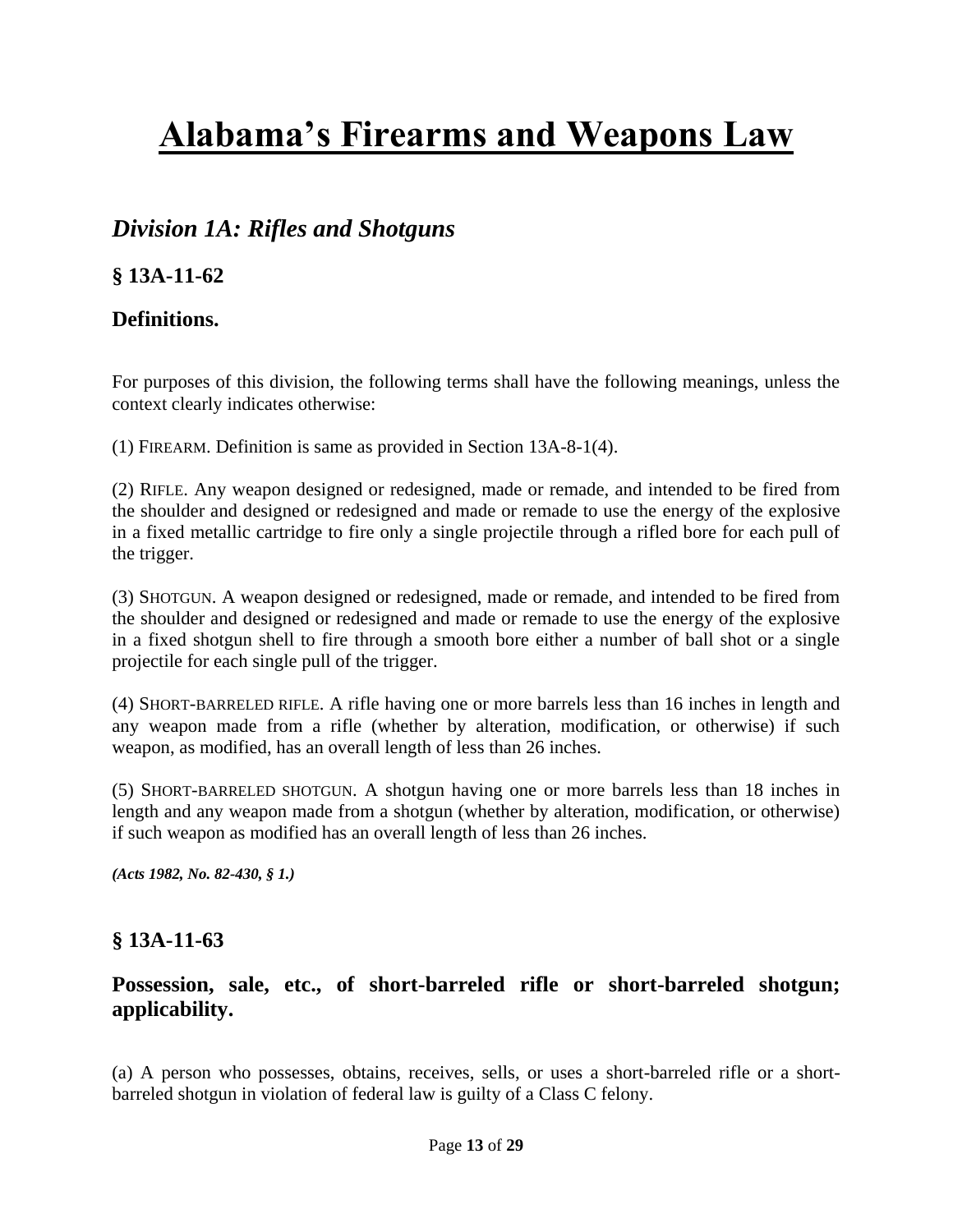# Alabama's Firearms and Weapons Law

## *Division 1A: Rifles and Shotguns*

### § 13A-11-62

### Definitions.

For purposes of this division, the following terms shall have the following meanings, unless the context clearly indicates otherwise:

(1) FIREARM. Definition is same as provided in Section 13A-8-1(4).

(2) RIFLE. Any weapon designed or redesigned, made or remade, and intended to be fired from the shoulder and designed or redesigned and made or remade to use the energy of the explosive in a fixed metallic cartridge to fire only a single projectile through a rifled bore for each pull of the trigger.

(3) SHOTGUN. A weapon designed or redesigned, made or remade, and intended to be fired from the shoulder and designed or redesigned and made or remade to use the energy of the explosive in a fixed shotgun shell to fire through a smooth bore either a number of ball shot or a single projectile for each single pull of the trigger.

(4) SHORT-BARRELED RIFLE. A rifle having one or more barrels less than 16 inches in length and any weapon made from a rifle (whether by alteration, modification, or otherwise) if such weapon, as modified, has an overall length of less than 26 inches.

(5) SHORT-BARRELED SHOTGUN. A shotgun having one or more barrels less than 18 inches in length and any weapon made from a shotgun (whether by alteration, modification, or otherwise) if such weapon as modified has an overall length of less than 26 inches.

***(Acts 1982, No. 82-430, § 1.)***

### § 13A-11-63

### Possession, sale, etc., of short-barreled rifle or short-barreled shotgun; applicability.

(a) A person who possesses, obtains, receives, sells, or uses a short-barreled rifle or a short-barreled shotgun in violation of federal law is guilty of a Class C felony.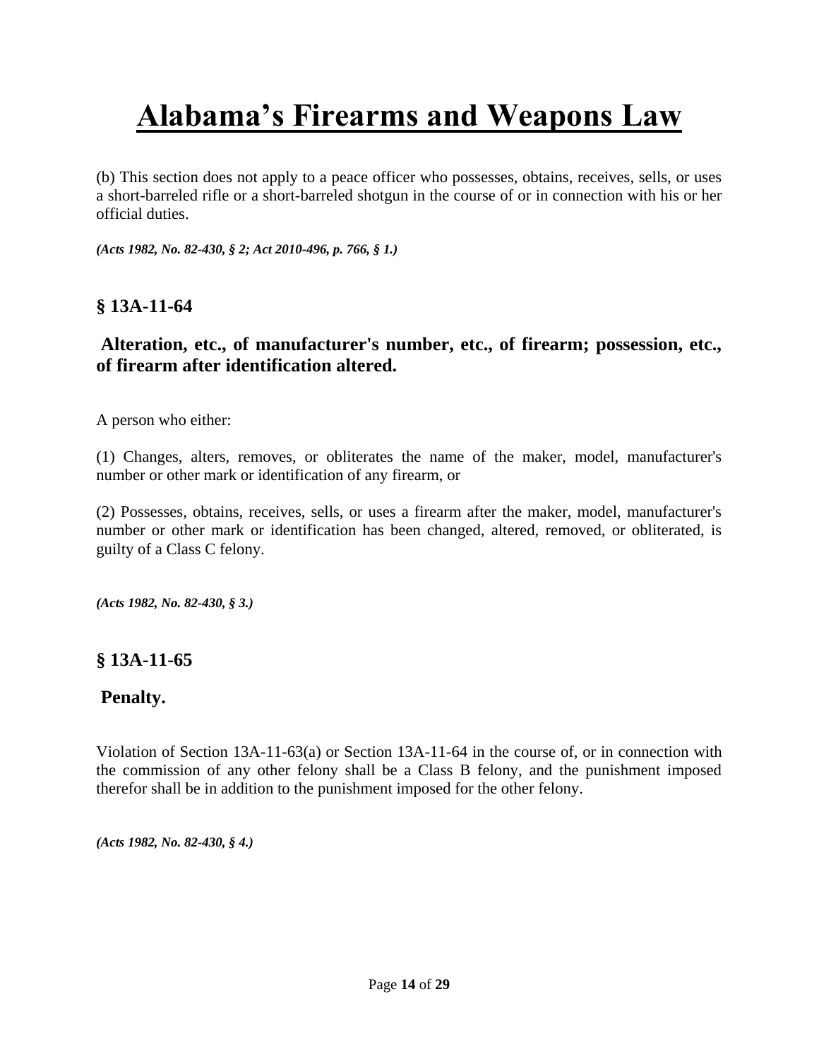(b) This section does not apply to a peace officer who possesses, obtains, receives, sells, or uses a short-barreled rifle or a short-barreled shotgun in the course of or in connection with his or her official duties.

***(Acts 1982, No. 82-430, § 2; Act 2010-496, p. 766, § 1.)***

### § 13A-11-64

### Alteration, etc., of manufacturer's number, etc., of firearm; possession, etc., of firearm after identification altered.

A person who either:

(1) Changes, alters, removes, or obliterates the name of the maker, model, manufacturer's number or other mark or identification of any firearm, or

(2) Possesses, obtains, receives, sells, or uses a firearm after the maker, model, manufacturer's number or other mark or identification has been changed, altered, removed, or obliterated, is guilty of a Class C felony.

***(Acts 1982, No. 82-430, § 3.)***

### § 13A-11-65

### Penalty.

Violation of Section 13A-11-63(a) or Section 13A-11-64 in the course of, or in connection with the commission of any other felony shall be a Class B felony, and the punishment imposed therefor shall be in addition to the punishment imposed for the other felony.

***(Acts 1982, No. 82-430, § 4.)***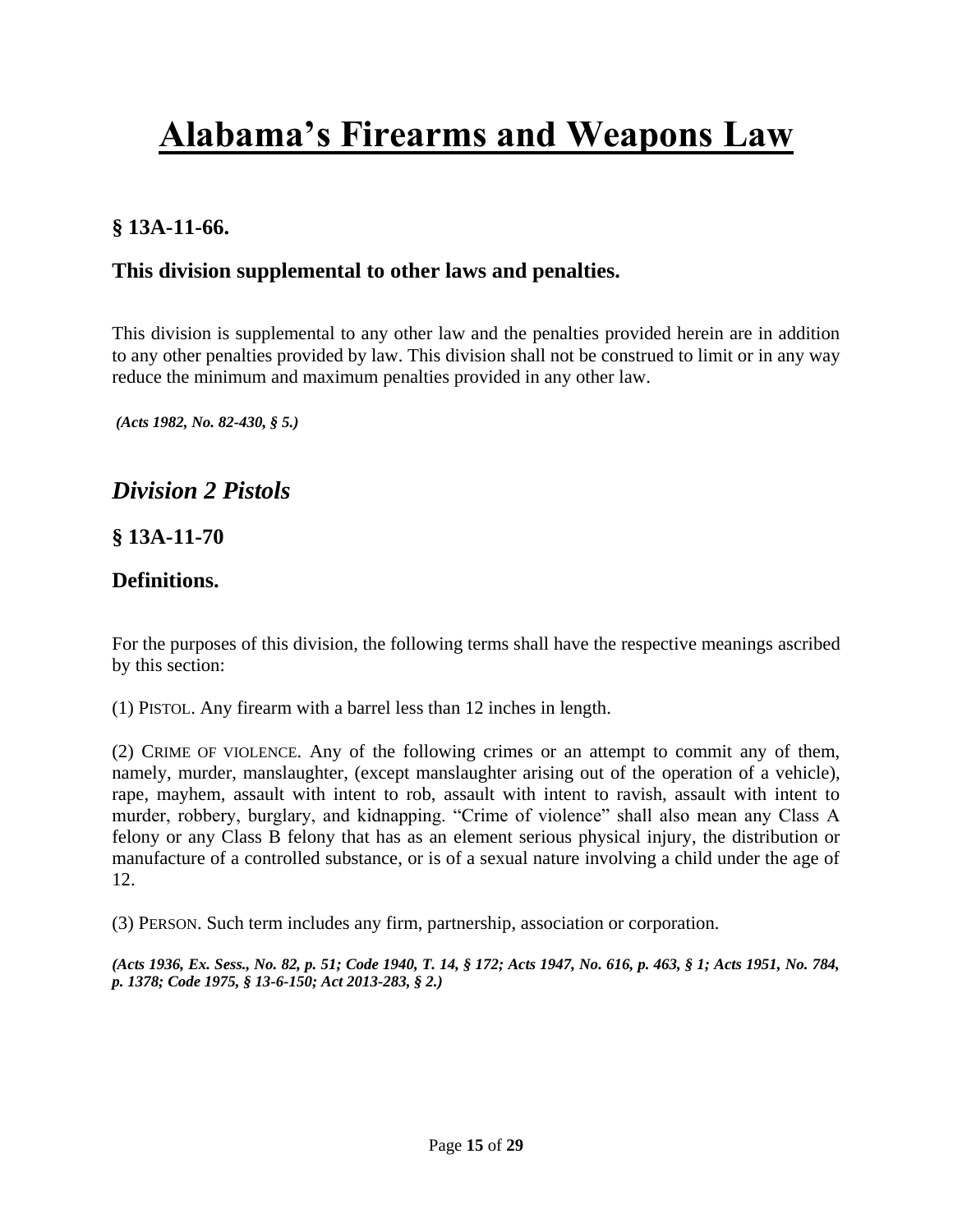# Alabama's Firearms and Weapons Law

## § 13A-11-66.

## This division supplemental to other laws and penalties.

This division is supplemental to any other law and the penalties provided herein are in addition to any other penalties provided by law. This division shall not be construed to limit or in any way reduce the minimum and maximum penalties provided in any other law.

***(Acts 1982, No. 82-430, § 5.)***

## *Division 2 Pistols*

## § 13A-11-70

## Definitions.

For the purposes of this division, the following terms shall have the respective meanings ascribed by this section:

(1) PISTOL. Any firearm with a barrel less than 12 inches in length.

(2) CRIME OF VIOLENCE. Any of the following crimes or an attempt to commit any of them, namely, murder, manslaughter, (except manslaughter arising out of the operation of a vehicle), rape, mayhem, assault with intent to rob, assault with intent to ravish, assault with intent to murder, robbery, burglary, and kidnapping. "Crime of violence" shall also mean any Class A felony or any Class B felony that has as an element serious physical injury, the distribution or manufacture of a controlled substance, or is of a sexual nature involving a child under the age of 12.

(3) PERSON. Such term includes any firm, partnership, association or corporation.

***(Acts 1936, Ex. Sess., No. 82, p. 51; Code 1940, T. 14, § 172; Acts 1947, No. 616, p. 463, § 1; Acts 1951, No. 784, p. 1378; Code 1975, § 13-6-150; Act 2013-283, § 2.)***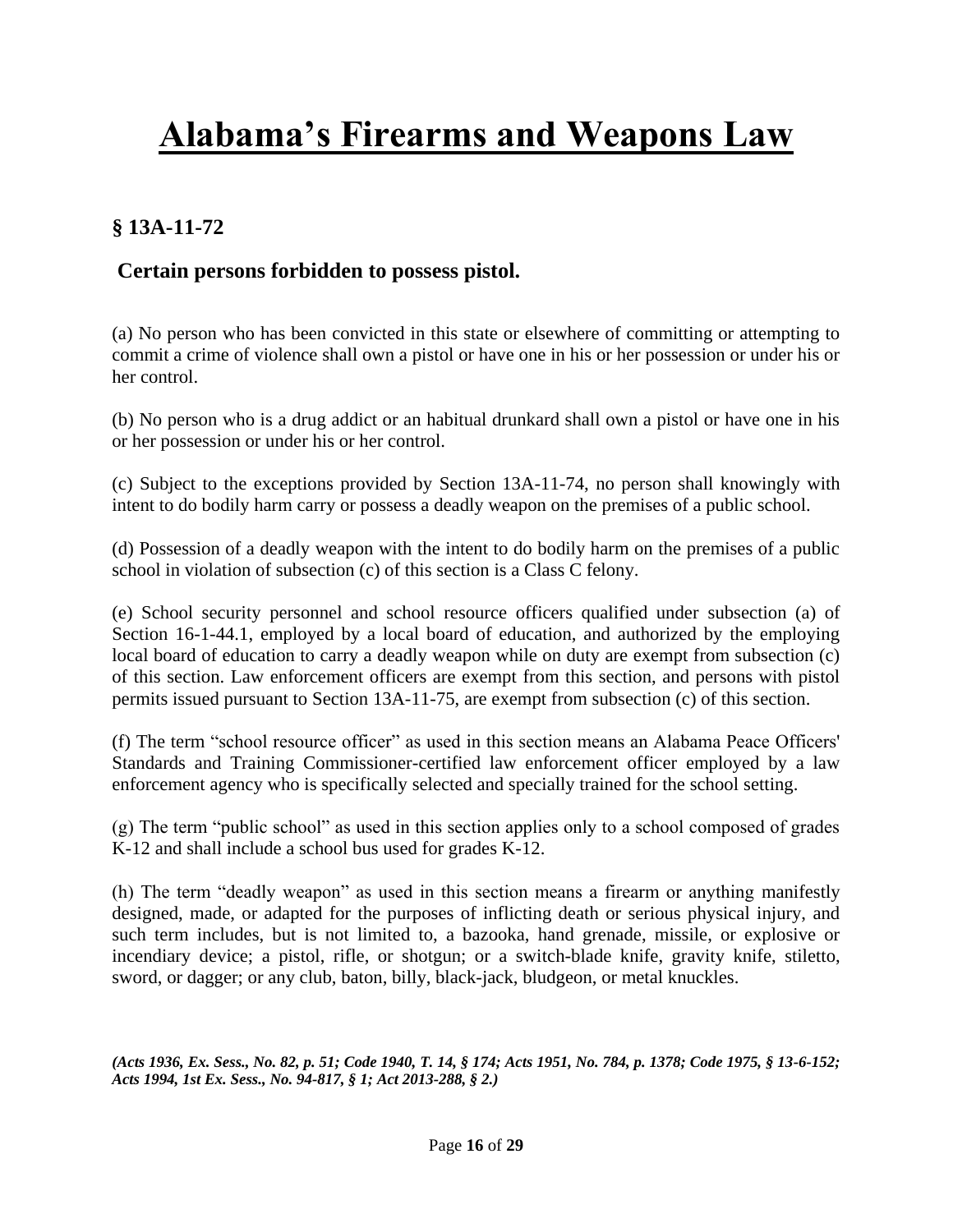# Alabama's Firearms and Weapons Law

## § 13A-11-72

### Certain persons forbidden to possess pistol.

(a) No person who has been convicted in this state or elsewhere of committing or attempting to commit a crime of violence shall own a pistol or have one in his or her possession or under his or her control.

(b) No person who is a drug addict or an habitual drunkard shall own a pistol or have one in his or her possession or under his or her control.

(c) Subject to the exceptions provided by Section 13A-11-74, no person shall knowingly with intent to do bodily harm carry or possess a deadly weapon on the premises of a public school.

(d) Possession of a deadly weapon with the intent to do bodily harm on the premises of a public school in violation of subsection (c) of this section is a Class C felony.

(e) School security personnel and school resource officers qualified under subsection (a) of Section 16-1-44.1, employed by a local board of education, and authorized by the employing local board of education to carry a deadly weapon while on duty are exempt from subsection (c) of this section. Law enforcement officers are exempt from this section, and persons with pistol permits issued pursuant to Section 13A-11-75, are exempt from subsection (c) of this section.

(f) The term "school resource officer" as used in this section means an Alabama Peace Officers' Standards and Training Commissioner-certified law enforcement officer employed by a law enforcement agency who is specifically selected and specially trained for the school setting.

(g) The term "public school" as used in this section applies only to a school composed of grades K-12 and shall include a school bus used for grades K-12.

(h) The term "deadly weapon" as used in this section means a firearm or anything manifestly designed, made, or adapted for the purposes of inflicting death or serious physical injury, and such term includes, but is not limited to, a bazooka, hand grenade, missile, or explosive or incendiary device; a pistol, rifle, or shotgun; or a switch-blade knife, gravity knife, stiletto, sword, or dagger; or any club, baton, billy, black-jack, bludgeon, or metal knuckles.

***(Acts 1936, Ex. Sess., No. 82, p. 51; Code 1940, T. 14, § 174; Acts 1951, No. 784, p. 1378; Code 1975, § 13-6-152; Acts 1994, 1st Ex. Sess., No. 94-817, § 1; Act 2013-288, § 2.)***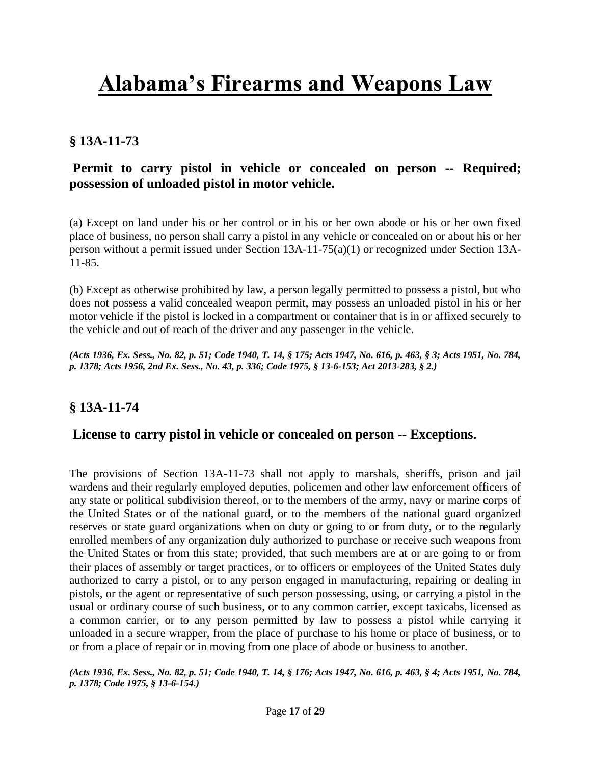# Alabama's Firearms and Weapons Law

## § 13A-11-73

### Permit to carry pistol in vehicle or concealed on person -- Required; possession of unloaded pistol in motor vehicle.

(a) Except on land under his or her control or in his or her own abode or his or her own fixed place of business, no person shall carry a pistol in any vehicle or concealed on or about his or her person without a permit issued under Section 13A-11-75(a)(1) or recognized under Section 13A-11-85.

(b) Except as otherwise prohibited by law, a person legally permitted to possess a pistol, but who does not possess a valid concealed weapon permit, may possess an unloaded pistol in his or her motor vehicle if the pistol is locked in a compartment or container that is in or affixed securely to the vehicle and out of reach of the driver and any passenger in the vehicle.

***(Acts 1936, Ex. Sess., No. 82, p. 51; Code 1940, T. 14, § 175; Acts 1947, No. 616, p. 463, § 3; Acts 1951, No. 784, p. 1378; Acts 1956, 2nd Ex. Sess., No. 43, p. 336; Code 1975, § 13-6-153; Act 2013-283, § 2.)***

## § 13A-11-74

### License to carry pistol in vehicle or concealed on person -- Exceptions.

The provisions of Section 13A-11-73 shall not apply to marshals, sheriffs, prison and jail wardens and their regularly employed deputies, policemen and other law enforcement officers of any state or political subdivision thereof, or to the members of the army, navy or marine corps of the United States or of the national guard, or to the members of the national guard organized reserves or state guard organizations when on duty or going to or from duty, or to the regularly enrolled members of any organization duly authorized to purchase or receive such weapons from the United States or from this state; provided, that such members are at or are going to or from their places of assembly or target practices, or to officers or employees of the United States duly authorized to carry a pistol, or to any person engaged in manufacturing, repairing or dealing in pistols, or the agent or representative of such person possessing, using, or carrying a pistol in the usual or ordinary course of such business, or to any common carrier, except taxicabs, licensed as a common carrier, or to any person permitted by law to possess a pistol while carrying it unloaded in a secure wrapper, from the place of purchase to his home or place of business, or to or from a place of repair or in moving from one place of abode or business to another.

***(Acts 1936, Ex. Sess., No. 82, p. 51; Code 1940, T. 14, § 176; Acts 1947, No. 616, p. 463, § 4; Acts 1951, No. 784, p. 1378; Code 1975, § 13-6-154.)***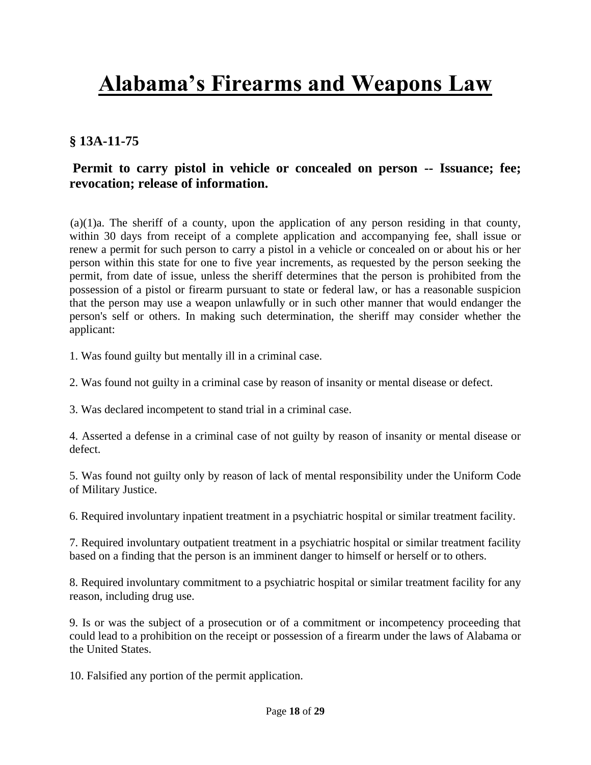# Alabama's Firearms and Weapons Law

## § 13A-11-75

### Permit to carry pistol in vehicle or concealed on person -- Issuance; fee; revocation; release of information.

(a)(1)a. The sheriff of a county, upon the application of any person residing in that county, within 30 days from receipt of a complete application and accompanying fee, shall issue or renew a permit for such person to carry a pistol in a vehicle or concealed on or about his or her person within this state for one to five year increments, as requested by the person seeking the permit, from date of issue, unless the sheriff determines that the person is prohibited from the possession of a pistol or firearm pursuant to state or federal law, or has a reasonable suspicion that the person may use a weapon unlawfully or in such other manner that would endanger the person's self or others. In making such determination, the sheriff may consider whether the applicant:

1. Was found guilty but mentally ill in a criminal case.

2. Was found not guilty in a criminal case by reason of insanity or mental disease or defect.

3. Was declared incompetent to stand trial in a criminal case.

4. Asserted a defense in a criminal case of not guilty by reason of insanity or mental disease or defect.

5. Was found not guilty only by reason of lack of mental responsibility under the Uniform Code of Military Justice.

6. Required involuntary inpatient treatment in a psychiatric hospital or similar treatment facility.

7. Required involuntary outpatient treatment in a psychiatric hospital or similar treatment facility based on a finding that the person is an imminent danger to himself or herself or to others.

8. Required involuntary commitment to a psychiatric hospital or similar treatment facility for any reason, including drug use.

9. Is or was the subject of a prosecution or of a commitment or incompetency proceeding that could lead to a prohibition on the receipt or possession of a firearm under the laws of Alabama or the United States.

10. Falsified any portion of the permit application.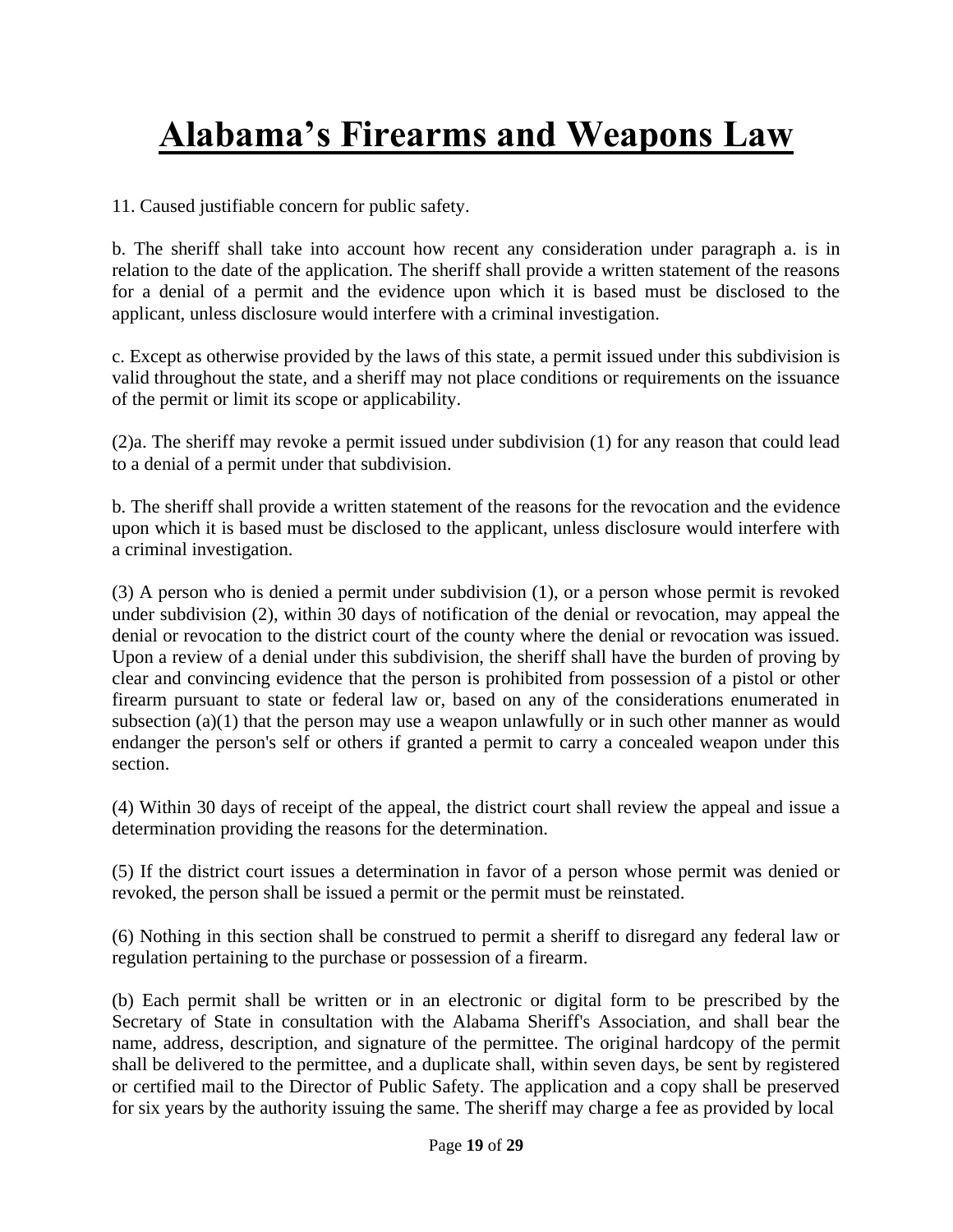# Alabama's Firearms and Weapons Law

11. Caused justifiable concern for public safety.

b. The sheriff shall take into account how recent any consideration under paragraph a. is in relation to the date of the application. The sheriff shall provide a written statement of the reasons for a denial of a permit and the evidence upon which it is based must be disclosed to the applicant, unless disclosure would interfere with a criminal investigation.

c. Except as otherwise provided by the laws of this state, a permit issued under this subdivision is valid throughout the state, and a sheriff may not place conditions or requirements on the issuance of the permit or limit its scope or applicability.

(2)a. The sheriff may revoke a permit issued under subdivision (1) for any reason that could lead to a denial of a permit under that subdivision.

b. The sheriff shall provide a written statement of the reasons for the revocation and the evidence upon which it is based must be disclosed to the applicant, unless disclosure would interfere with a criminal investigation.

(3) A person who is denied a permit under subdivision (1), or a person whose permit is revoked under subdivision (2), within 30 days of notification of the denial or revocation, may appeal the denial or revocation to the district court of the county where the denial or revocation was issued. Upon a review of a denial under this subdivision, the sheriff shall have the burden of proving by clear and convincing evidence that the person is prohibited from possession of a pistol or other firearm pursuant to state or federal law or, based on any of the considerations enumerated in subsection (a)(1) that the person may use a weapon unlawfully or in such other manner as would endanger the person's self or others if granted a permit to carry a concealed weapon under this section.

(4) Within 30 days of receipt of the appeal, the district court shall review the appeal and issue a determination providing the reasons for the determination.

(5) If the district court issues a determination in favor of a person whose permit was denied or revoked, the person shall be issued a permit or the permit must be reinstated.

(6) Nothing in this section shall be construed to permit a sheriff to disregard any federal law or regulation pertaining to the purchase or possession of a firearm.

(b) Each permit shall be written or in an electronic or digital form to be prescribed by the Secretary of State in consultation with the Alabama Sheriff's Association, and shall bear the name, address, description, and signature of the permittee. The original hardcopy of the permit shall be delivered to the permittee, and a duplicate shall, within seven days, be sent by registered or certified mail to the Director of Public Safety. The application and a copy shall be preserved for six years by the authority issuing the same. The sheriff may charge a fee as provided by local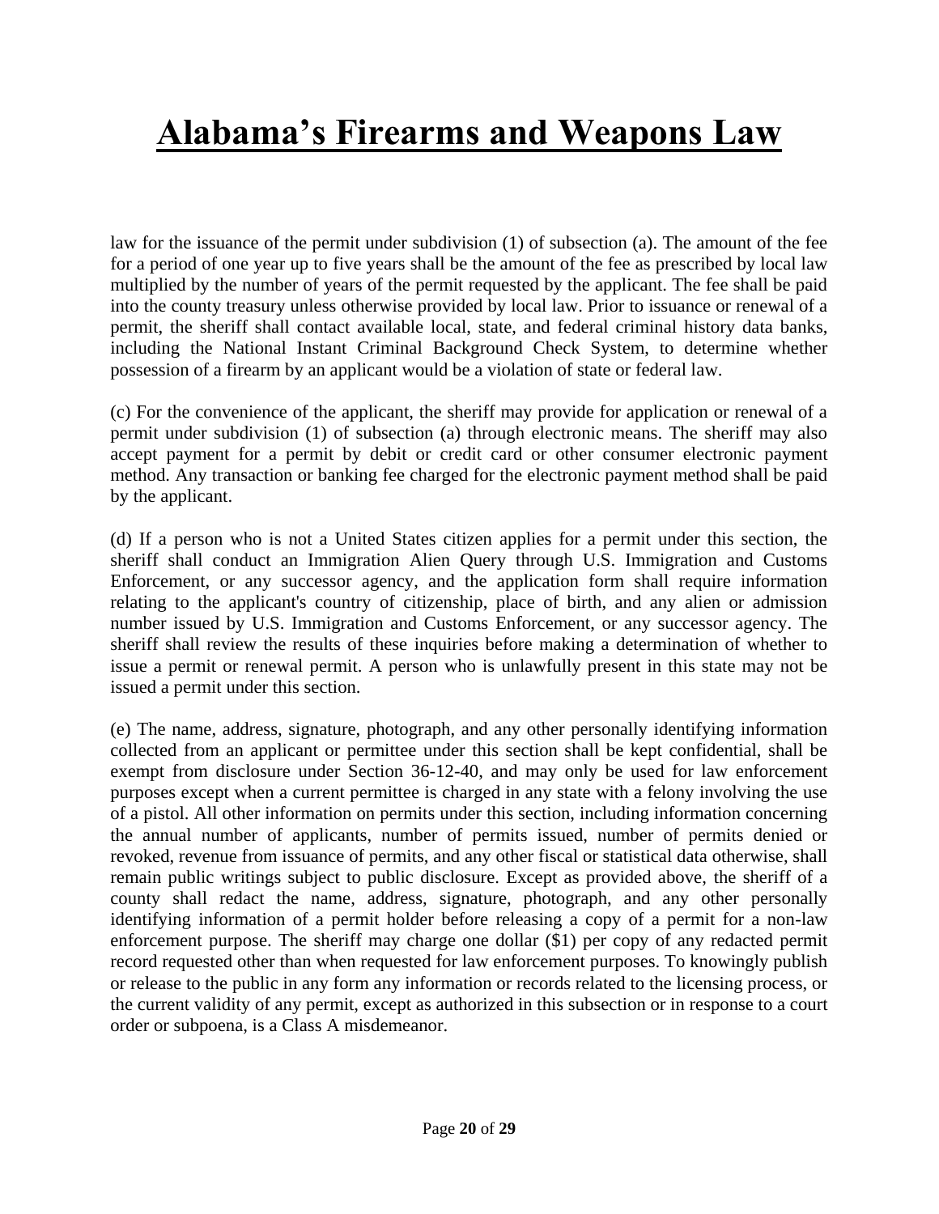law for the issuance of the permit under subdivision (1) of subsection (a). The amount of the fee for a period of one year up to five years shall be the amount of the fee as prescribed by local law multiplied by the number of years of the permit requested by the applicant. The fee shall be paid into the county treasury unless otherwise provided by local law. Prior to issuance or renewal of a permit, the sheriff shall contact available local, state, and federal criminal history data banks, including the National Instant Criminal Background Check System, to determine whether possession of a firearm by an applicant would be a violation of state or federal law.

(c) For the convenience of the applicant, the sheriff may provide for application or renewal of a permit under subdivision (1) of subsection (a) through electronic means. The sheriff may also accept payment for a permit by debit or credit card or other consumer electronic payment method. Any transaction or banking fee charged for the electronic payment method shall be paid by the applicant.

(d) If a person who is not a United States citizen applies for a permit under this section, the sheriff shall conduct an Immigration Alien Query through U.S. Immigration and Customs Enforcement, or any successor agency, and the application form shall require information relating to the applicant's country of citizenship, place of birth, and any alien or admission number issued by U.S. Immigration and Customs Enforcement, or any successor agency. The sheriff shall review the results of these inquiries before making a determination of whether to issue a permit or renewal permit. A person who is unlawfully present in this state may not be issued a permit under this section.

(e) The name, address, signature, photograph, and any other personally identifying information collected from an applicant or permittee under this section shall be kept confidential, shall be exempt from disclosure under Section 36-12-40, and may only be used for law enforcement purposes except when a current permittee is charged in any state with a felony involving the use of a pistol. All other information on permits under this section, including information concerning the annual number of applicants, number of permits issued, number of permits denied or revoked, revenue from issuance of permits, and any other fiscal or statistical data otherwise, shall remain public writings subject to public disclosure. Except as provided above, the sheriff of a county shall redact the name, address, signature, photograph, and any other personally identifying information of a permit holder before releasing a copy of a permit for a non-law enforcement purpose. The sheriff may charge one dollar ($1) per copy of any redacted permit record requested other than when requested for law enforcement purposes. To knowingly publish or release to the public in any form any information or records related to the licensing process, or the current validity of any permit, except as authorized in this subsection or in response to a court order or subpoena, is a Class A misdemeanor.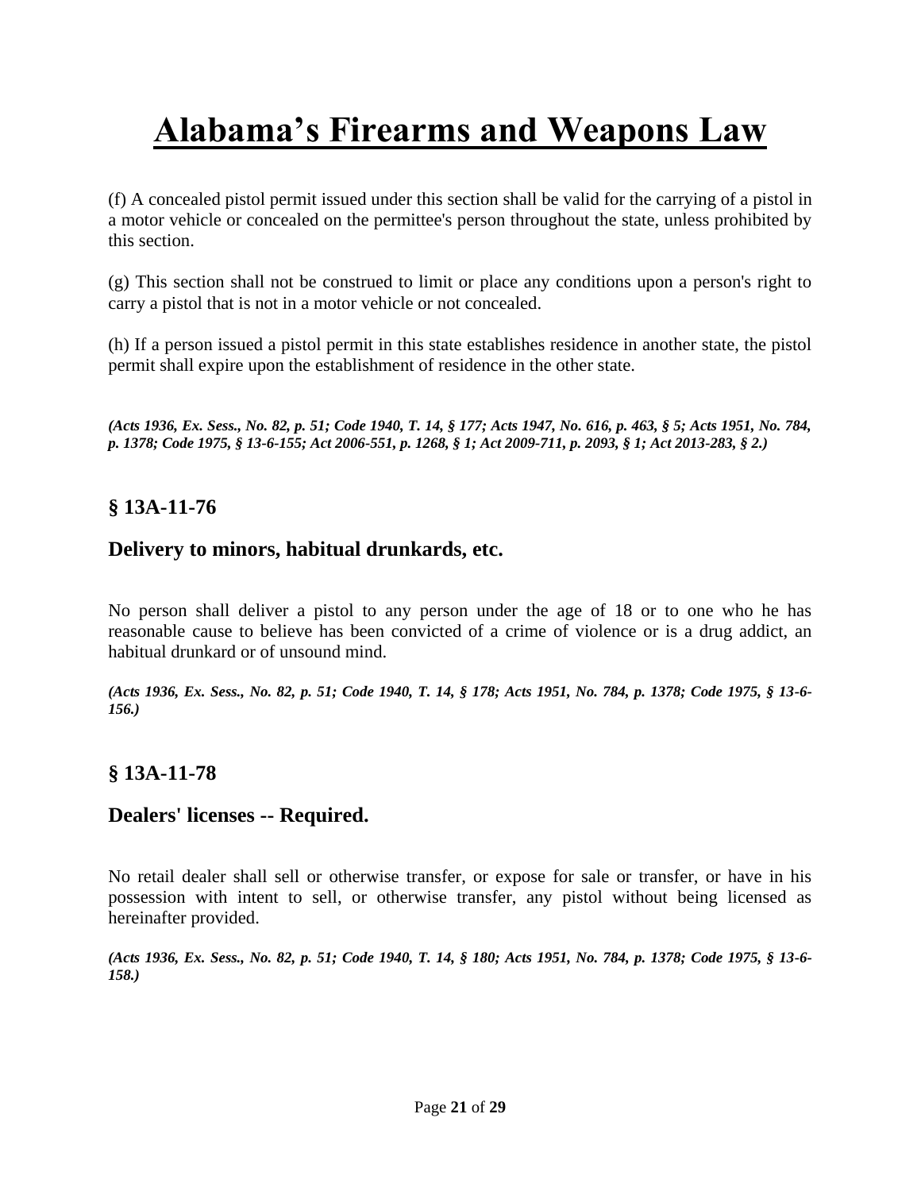# Alabama's Firearms and Weapons Law

(f) A concealed pistol permit issued under this section shall be valid for the carrying of a pistol in a motor vehicle or concealed on the permittee's person throughout the state, unless prohibited by this section.

(g) This section shall not be construed to limit or place any conditions upon a person's right to carry a pistol that is not in a motor vehicle or not concealed.

(h) If a person issued a pistol permit in this state establishes residence in another state, the pistol permit shall expire upon the establishment of residence in the other state.

***(Acts 1936, Ex. Sess., No. 82, p. 51; Code 1940, T. 14, § 177; Acts 1947, No. 616, p. 463, § 5; Acts 1951, No. 784, p. 1378; Code 1975, § 13-6-155; Act 2006-551, p. 1268, § 1; Act 2009-711, p. 2093, § 1; Act 2013-283, § 2.)***

## § 13A-11-76

## Delivery to minors, habitual drunkards, etc.

No person shall deliver a pistol to any person under the age of 18 or to one who he has reasonable cause to believe has been convicted of a crime of violence or is a drug addict, an habitual drunkard or of unsound mind.

***(Acts 1936, Ex. Sess., No. 82, p. 51; Code 1940, T. 14, § 178; Acts 1951, No. 784, p. 1378; Code 1975, § 13-6-156.)***

## § 13A-11-78

## Dealers' licenses -- Required.

No retail dealer shall sell or otherwise transfer, or expose for sale or transfer, or have in his possession with intent to sell, or otherwise transfer, any pistol without being licensed as hereinafter provided.

***(Acts 1936, Ex. Sess., No. 82, p. 51; Code 1940, T. 14, § 180; Acts 1951, No. 784, p. 1378; Code 1975, § 13-6-158.)***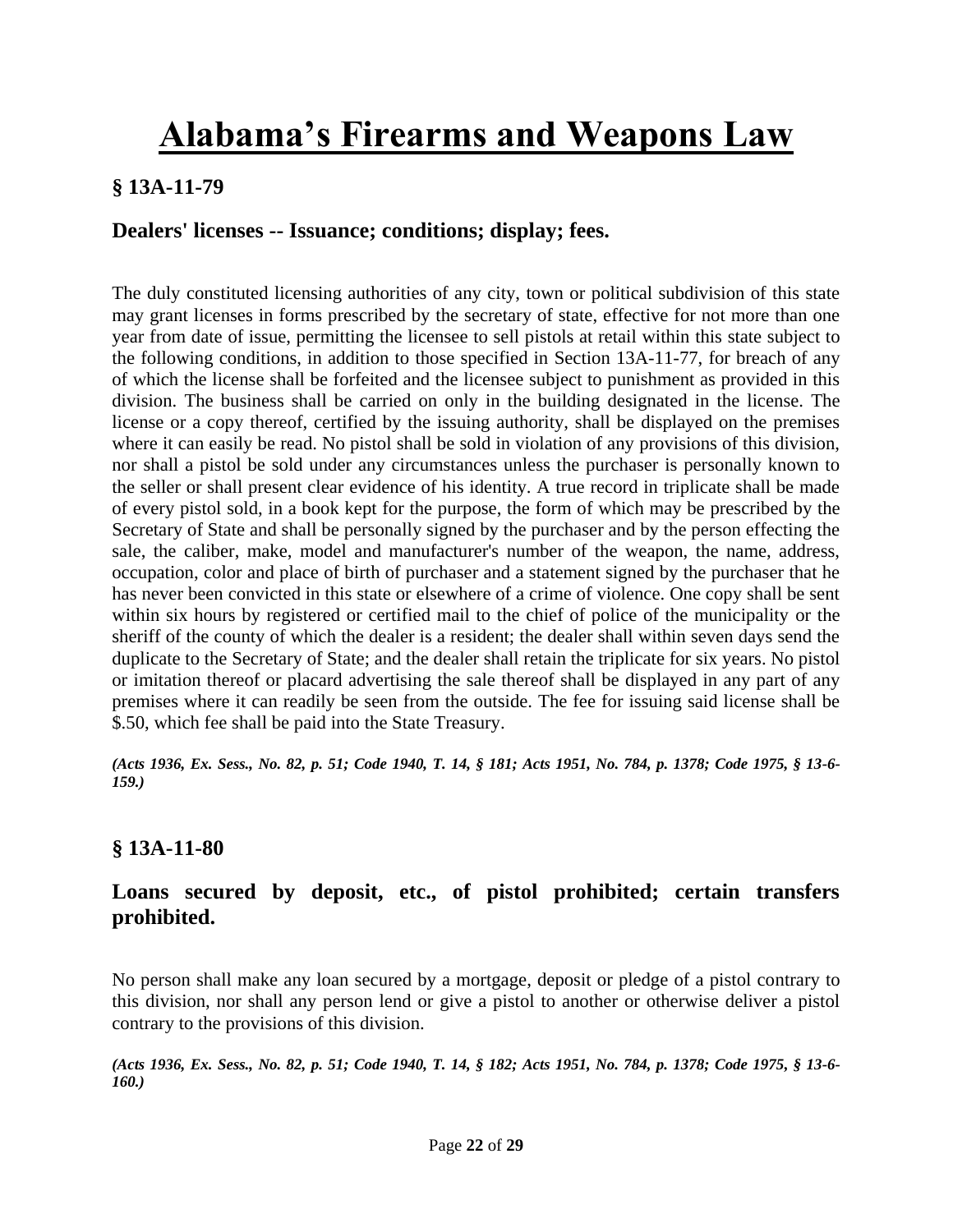# Alabama's Firearms and Weapons Law

## § 13A-11-79

### Dealers' licenses -- Issuance; conditions; display; fees.

The duly constituted licensing authorities of any city, town or political subdivision of this state may grant licenses in forms prescribed by the secretary of state, effective for not more than one year from date of issue, permitting the licensee to sell pistols at retail within this state subject to the following conditions, in addition to those specified in Section 13A-11-77, for breach of any of which the license shall be forfeited and the licensee subject to punishment as provided in this division. The business shall be carried on only in the building designated in the license. The license or a copy thereof, certified by the issuing authority, shall be displayed on the premises where it can easily be read. No pistol shall be sold in violation of any provisions of this division, nor shall a pistol be sold under any circumstances unless the purchaser is personally known to the seller or shall present clear evidence of his identity. A true record in triplicate shall be made of every pistol sold, in a book kept for the purpose, the form of which may be prescribed by the Secretary of State and shall be personally signed by the purchaser and by the person effecting the sale, the caliber, make, model and manufacturer's number of the weapon, the name, address, occupation, color and place of birth of purchaser and a statement signed by the purchaser that he has never been convicted in this state or elsewhere of a crime of violence. One copy shall be sent within six hours by registered or certified mail to the chief of police of the municipality or the sheriff of the county of which the dealer is a resident; the dealer shall within seven days send the duplicate to the Secretary of State; and the dealer shall retain the triplicate for six years. No pistol or imitation thereof or placard advertising the sale thereof shall be displayed in any part of any premises where it can readily be seen from the outside. The fee for issuing said license shall be $.50, which fee shall be paid into the State Treasury.

***(Acts 1936, Ex. Sess., No. 82, p. 51; Code 1940, T. 14, § 181; Acts 1951, No. 784, p. 1378; Code 1975, § 13-6-159.)***

## § 13A-11-80

### Loans secured by deposit, etc., of pistol prohibited; certain transfers prohibited.

No person shall make any loan secured by a mortgage, deposit or pledge of a pistol contrary to this division, nor shall any person lend or give a pistol to another or otherwise deliver a pistol contrary to the provisions of this division.

***(Acts 1936, Ex. Sess., No. 82, p. 51; Code 1940, T. 14, § 182; Acts 1951, No. 784, p. 1378; Code 1975, § 13-6-160.)***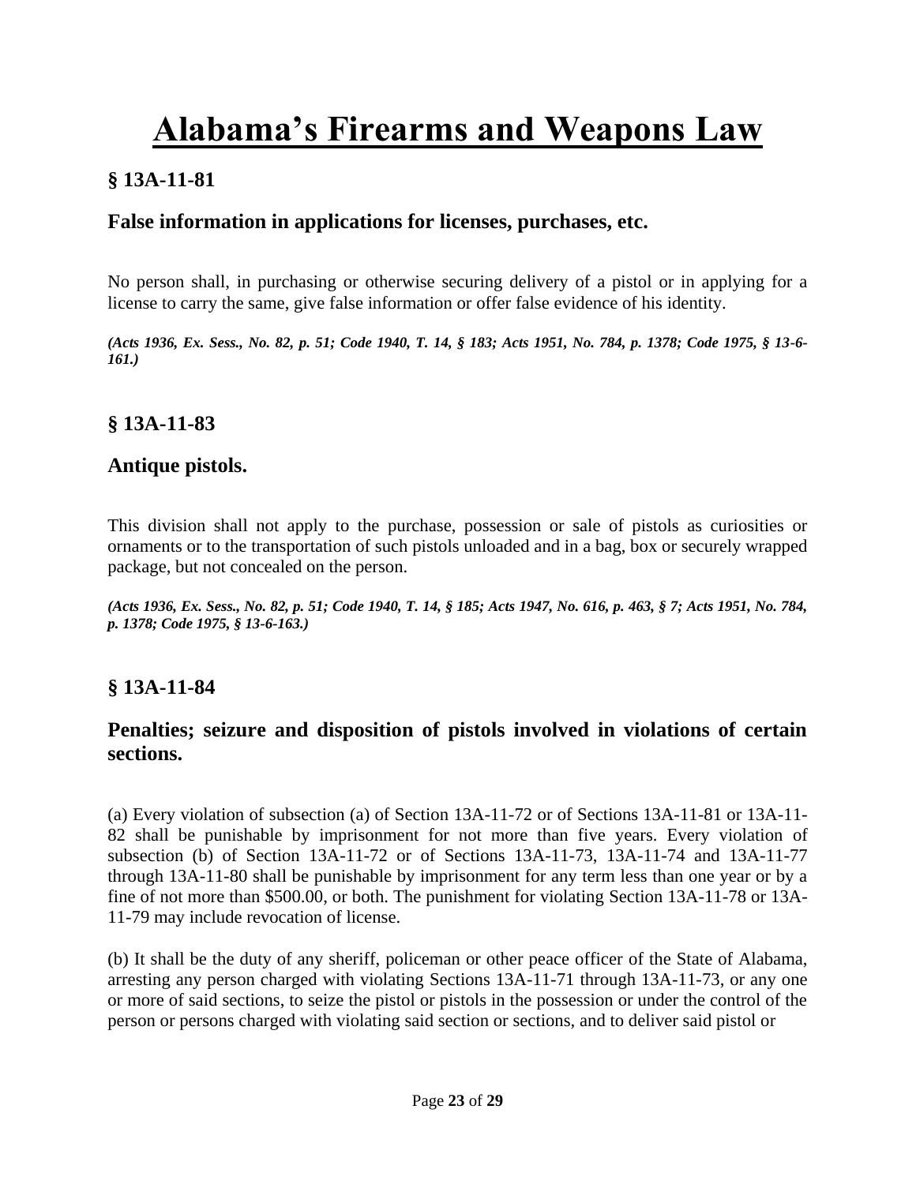# Alabama's Firearms and Weapons Law

## § 13A-11-81

### False information in applications for licenses, purchases, etc.

No person shall, in purchasing or otherwise securing delivery of a pistol or in applying for a license to carry the same, give false information or offer false evidence of his identity.

***(Acts 1936, Ex. Sess., No. 82, p. 51; Code 1940, T. 14, § 183; Acts 1951, No. 784, p. 1378; Code 1975, § 13-6-161.)***

## § 13A-11-83

### Antique pistols.

This division shall not apply to the purchase, possession or sale of pistols as curiosities or ornaments or to the transportation of such pistols unloaded and in a bag, box or securely wrapped package, but not concealed on the person.

***(Acts 1936, Ex. Sess., No. 82, p. 51; Code 1940, T. 14, § 185; Acts 1947, No. 616, p. 463, § 7; Acts 1951, No. 784, p. 1378; Code 1975, § 13-6-163.)***

## § 13A-11-84

### Penalties; seizure and disposition of pistols involved in violations of certain sections.

(a) Every violation of subsection (a) of Section 13A-11-72 or of Sections 13A-11-81 or 13A-11-82 shall be punishable by imprisonment for not more than five years. Every violation of subsection (b) of Section 13A-11-72 or of Sections 13A-11-73, 13A-11-74 and 13A-11-77 through 13A-11-80 shall be punishable by imprisonment for any term less than one year or by a fine of not more than $500.00, or both. The punishment for violating Section 13A-11-78 or 13A-11-79 may include revocation of license.

(b) It shall be the duty of any sheriff, policeman or other peace officer of the State of Alabama, arresting any person charged with violating Sections 13A-11-71 through 13A-11-73, or any one or more of said sections, to seize the pistol or pistols in the possession or under the control of the person or persons charged with violating said section or sections, and to deliver said pistol or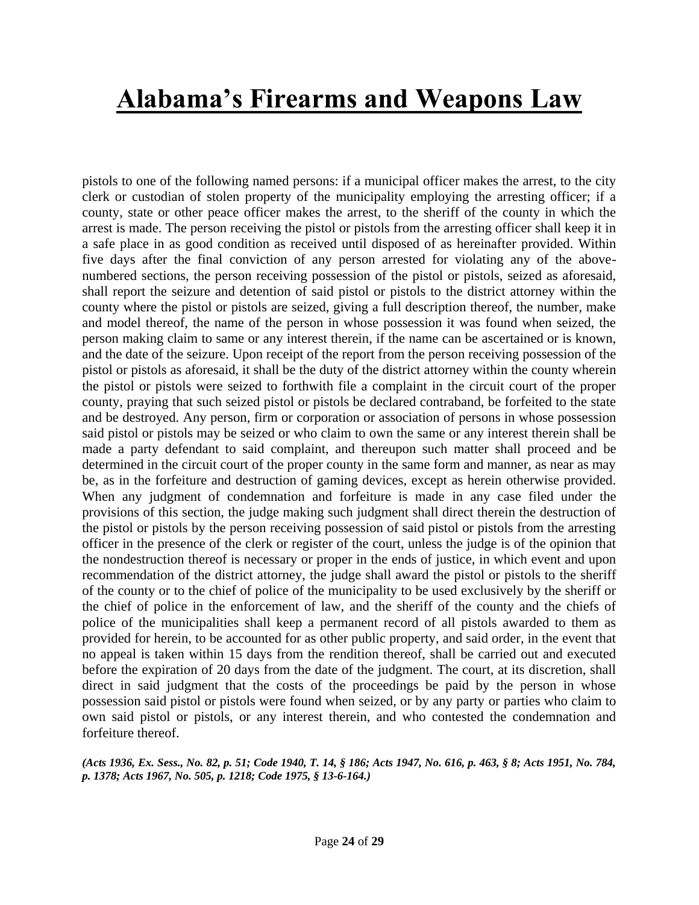pistols to one of the following named persons: if a municipal officer makes the arrest, to the city clerk or custodian of stolen property of the municipality employing the arresting officer; if a county, state or other peace officer makes the arrest, to the sheriff of the county in which the arrest is made. The person receiving the pistol or pistols from the arresting officer shall keep it in a safe place in as good condition as received until disposed of as hereinafter provided. Within five days after the final conviction of any person arrested for violating any of the above-numbered sections, the person receiving possession of the pistol or pistols, seized as aforesaid, shall report the seizure and detention of said pistol or pistols to the district attorney within the county where the pistol or pistols are seized, giving a full description thereof, the number, make and model thereof, the name of the person in whose possession it was found when seized, the person making claim to same or any interest therein, if the name can be ascertained or is known, and the date of the seizure. Upon receipt of the report from the person receiving possession of the pistol or pistols as aforesaid, it shall be the duty of the district attorney within the county wherein the pistol or pistols were seized to forthwith file a complaint in the circuit court of the proper county, praying that such seized pistol or pistols be declared contraband, be forfeited to the state and be destroyed. Any person, firm or corporation or association of persons in whose possession said pistol or pistols may be seized or who claim to own the same or any interest therein shall be made a party defendant to said complaint, and thereupon such matter shall proceed and be determined in the circuit court of the proper county in the same form and manner, as near as may be, as in the forfeiture and destruction of gaming devices, except as herein otherwise provided. When any judgment of condemnation and forfeiture is made in any case filed under the provisions of this section, the judge making such judgment shall direct therein the destruction of the pistol or pistols by the person receiving possession of said pistol or pistols from the arresting officer in the presence of the clerk or register of the court, unless the judge is of the opinion that the nondestruction thereof is necessary or proper in the ends of justice, in which event and upon recommendation of the district attorney, the judge shall award the pistol or pistols to the sheriff of the county or to the chief of police of the municipality to be used exclusively by the sheriff or the chief of police in the enforcement of law, and the sheriff of the county and the chiefs of police of the municipalities shall keep a permanent record of all pistols awarded to them as provided for herein, to be accounted for as other public property, and said order, in the event that no appeal is taken within 15 days from the rendition thereof, shall be carried out and executed before the expiration of 20 days from the date of the judgment. The court, at its discretion, shall direct in said judgment that the costs of the proceedings be paid by the person in whose possession said pistol or pistols were found when seized, or by any party or parties who claim to own said pistol or pistols, or any interest therein, and who contested the condemnation and forfeiture thereof.

***(Acts 1936, Ex. Sess., No. 82, p. 51; Code 1940, T. 14, § 186; Acts 1947, No. 616, p. 463, § 8; Acts 1951, No. 784, p. 1378; Acts 1967, No. 505, p. 1218; Code 1975, § 13-6-164.)***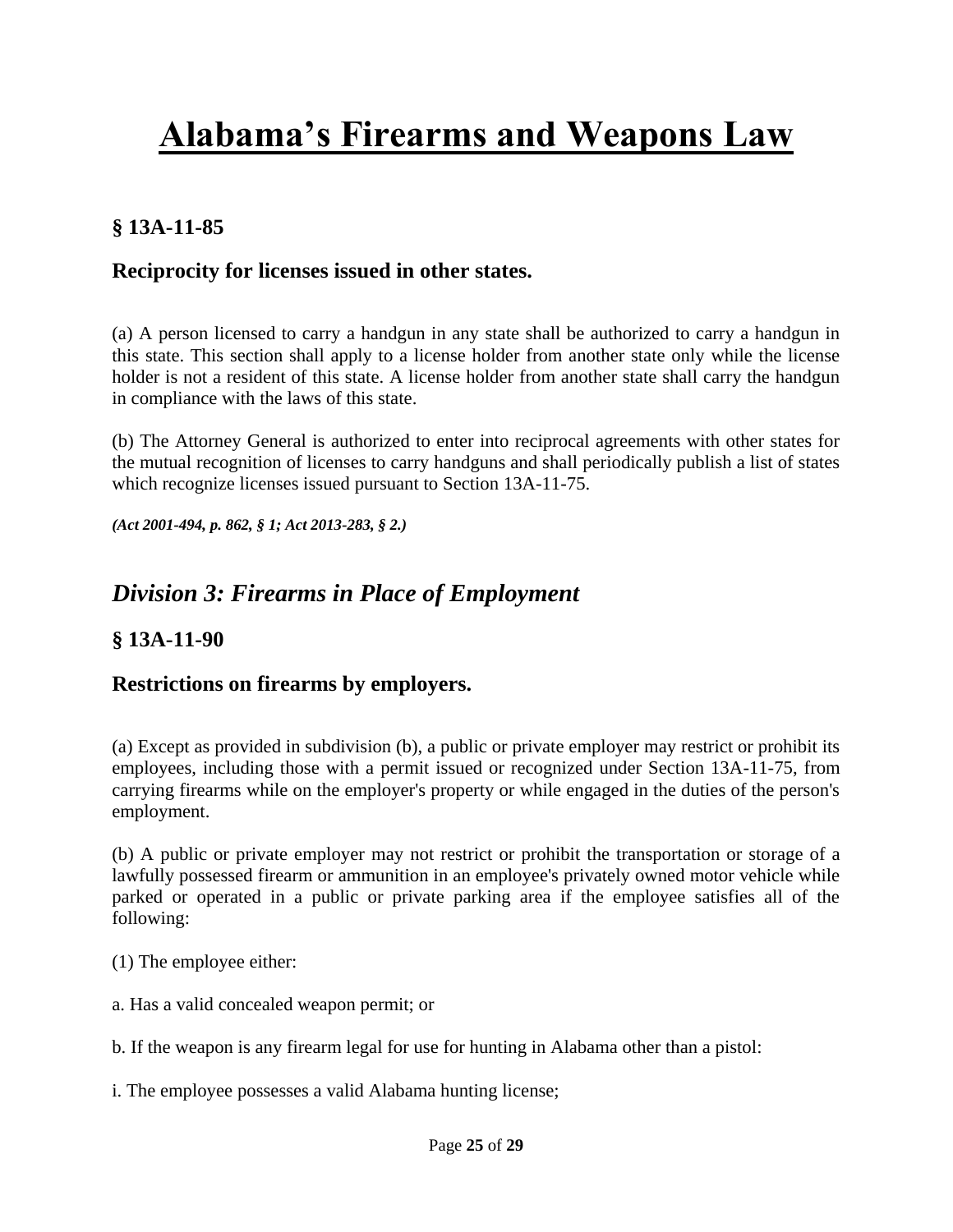# Alabama's Firearms and Weapons Law

### § 13A-11-85

### Reciprocity for licenses issued in other states.

(a) A person licensed to carry a handgun in any state shall be authorized to carry a handgun in this state. This section shall apply to a license holder from another state only while the license holder is not a resident of this state. A license holder from another state shall carry the handgun in compliance with the laws of this state.

(b) The Attorney General is authorized to enter into reciprocal agreements with other states for the mutual recognition of licenses to carry handguns and shall periodically publish a list of states which recognize licenses issued pursuant to Section 13A-11-75.

***(Act 2001-494, p. 862, § 1; Act 2013-283, § 2.)***

## *Division 3: Firearms in Place of Employment*

### § 13A-11-90

### Restrictions on firearms by employers.

(a) Except as provided in subdivision (b), a public or private employer may restrict or prohibit its employees, including those with a permit issued or recognized under Section 13A-11-75, from carrying firearms while on the employer's property or while engaged in the duties of the person's employment.

(b) A public or private employer may not restrict or prohibit the transportation or storage of a lawfully possessed firearm or ammunition in an employee's privately owned motor vehicle while parked or operated in a public or private parking area if the employee satisfies all of the following:

(1) The employee either:

a. Has a valid concealed weapon permit; or

b. If the weapon is any firearm legal for use for hunting in Alabama other than a pistol:

i. The employee possesses a valid Alabama hunting license;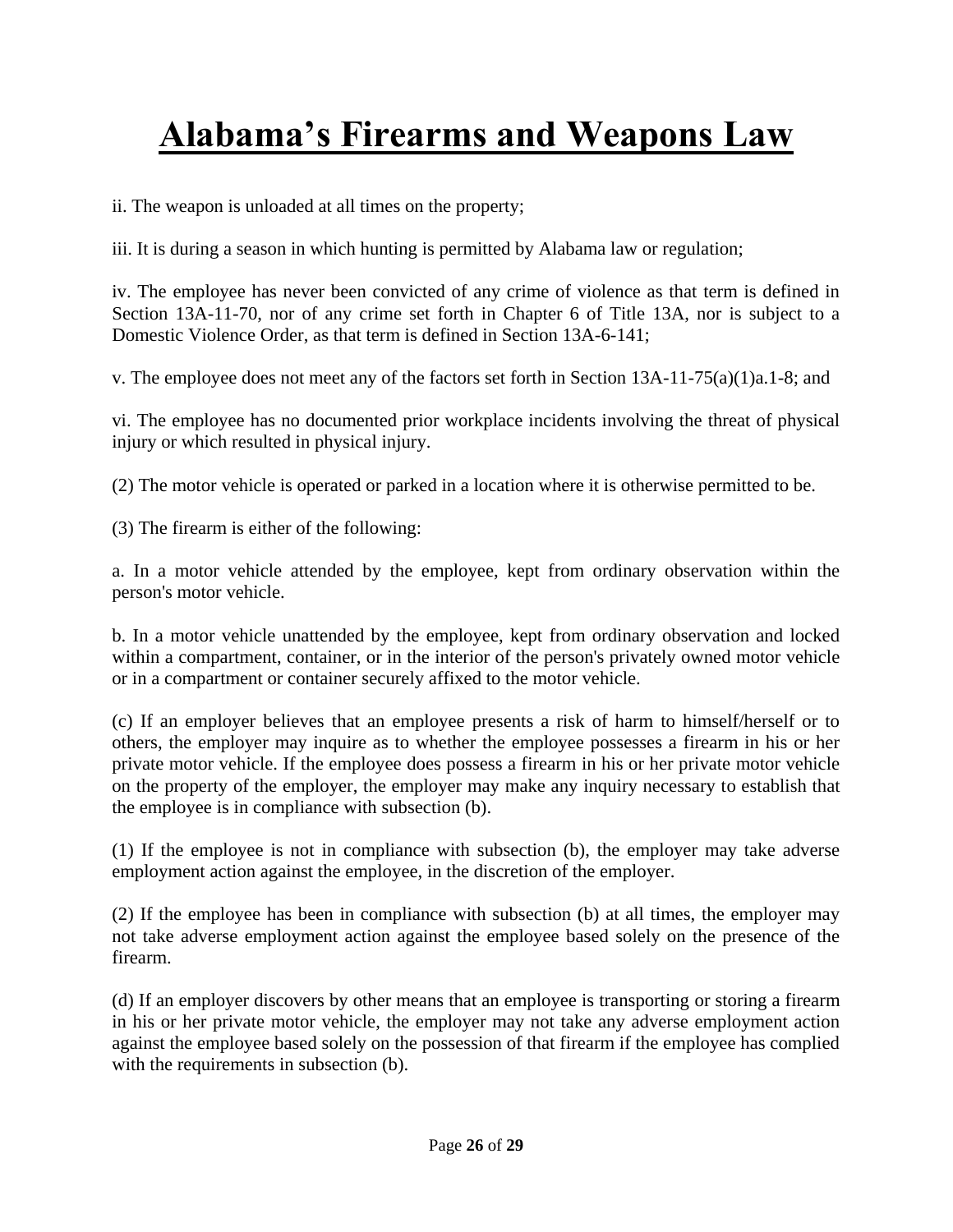# Alabama's Firearms and Weapons Law

ii. The weapon is unloaded at all times on the property;

iii. It is during a season in which hunting is permitted by Alabama law or regulation;

iv. The employee has never been convicted of any crime of violence as that term is defined in Section 13A-11-70, nor of any crime set forth in Chapter 6 of Title 13A, nor is subject to a Domestic Violence Order, as that term is defined in Section 13A-6-141;

v. The employee does not meet any of the factors set forth in Section 13A-11-75(a)(1)a.1-8; and

vi. The employee has no documented prior workplace incidents involving the threat of physical injury or which resulted in physical injury.

(2) The motor vehicle is operated or parked in a location where it is otherwise permitted to be.

(3) The firearm is either of the following:

a. In a motor vehicle attended by the employee, kept from ordinary observation within the person's motor vehicle.

b. In a motor vehicle unattended by the employee, kept from ordinary observation and locked within a compartment, container, or in the interior of the person's privately owned motor vehicle or in a compartment or container securely affixed to the motor vehicle.

(c) If an employer believes that an employee presents a risk of harm to himself/herself or to others, the employer may inquire as to whether the employee possesses a firearm in his or her private motor vehicle. If the employee does possess a firearm in his or her private motor vehicle on the property of the employer, the employer may make any inquiry necessary to establish that the employee is in compliance with subsection (b).

(1) If the employee is not in compliance with subsection (b), the employer may take adverse employment action against the employee, in the discretion of the employer.

(2) If the employee has been in compliance with subsection (b) at all times, the employer may not take adverse employment action against the employee based solely on the presence of the firearm.

(d) If an employer discovers by other means that an employee is transporting or storing a firearm in his or her private motor vehicle, the employer may not take any adverse employment action against the employee based solely on the possession of that firearm if the employee has complied with the requirements in subsection (b).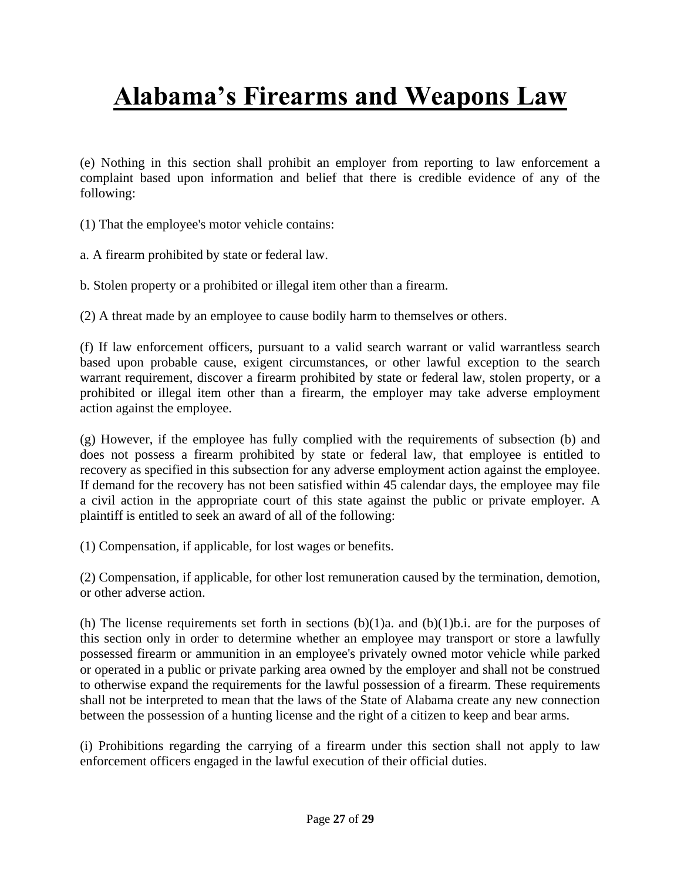# Alabama's Firearms and Weapons Law

(e) Nothing in this section shall prohibit an employer from reporting to law enforcement a complaint based upon information and belief that there is credible evidence of any of the following:

(1) That the employee's motor vehicle contains:

a. A firearm prohibited by state or federal law.

b. Stolen property or a prohibited or illegal item other than a firearm.

(2) A threat made by an employee to cause bodily harm to themselves or others.

(f) If law enforcement officers, pursuant to a valid search warrant or valid warrantless search based upon probable cause, exigent circumstances, or other lawful exception to the search warrant requirement, discover a firearm prohibited by state or federal law, stolen property, or a prohibited or illegal item other than a firearm, the employer may take adverse employment action against the employee.

(g) However, if the employee has fully complied with the requirements of subsection (b) and does not possess a firearm prohibited by state or federal law, that employee is entitled to recovery as specified in this subsection for any adverse employment action against the employee. If demand for the recovery has not been satisfied within 45 calendar days, the employee may file a civil action in the appropriate court of this state against the public or private employer. A plaintiff is entitled to seek an award of all of the following:

(1) Compensation, if applicable, for lost wages or benefits.

(2) Compensation, if applicable, for other lost remuneration caused by the termination, demotion, or other adverse action.

(h) The license requirements set forth in sections (b)(1)a. and (b)(1)b.i. are for the purposes of this section only in order to determine whether an employee may transport or store a lawfully possessed firearm or ammunition in an employee's privately owned motor vehicle while parked or operated in a public or private parking area owned by the employer and shall not be construed to otherwise expand the requirements for the lawful possession of a firearm. These requirements shall not be interpreted to mean that the laws of the State of Alabama create any new connection between the possession of a hunting license and the right of a citizen to keep and bear arms.

(i) Prohibitions regarding the carrying of a firearm under this section shall not apply to law enforcement officers engaged in the lawful execution of their official duties.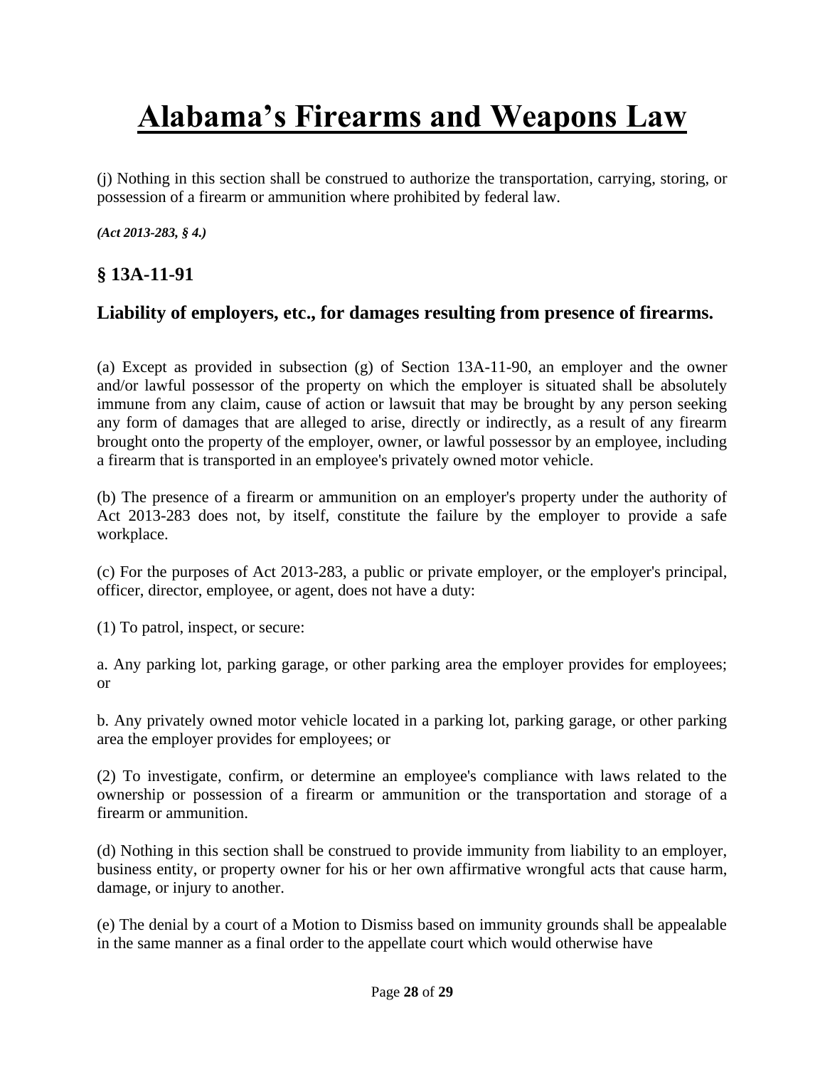(j) Nothing in this section shall be construed to authorize the transportation, carrying, storing, or possession of a firearm or ammunition where prohibited by federal law.

***(Act 2013-283, § 4.)***

### § 13A-11-91

### Liability of employers, etc., for damages resulting from presence of firearms.

(a) Except as provided in subsection (g) of Section 13A-11-90, an employer and the owner and/or lawful possessor of the property on which the employer is situated shall be absolutely immune from any claim, cause of action or lawsuit that may be brought by any person seeking any form of damages that are alleged to arise, directly or indirectly, as a result of any firearm brought onto the property of the employer, owner, or lawful possessor by an employee, including a firearm that is transported in an employee's privately owned motor vehicle.

(b) The presence of a firearm or ammunition on an employer's property under the authority of Act 2013-283 does not, by itself, constitute the failure by the employer to provide a safe workplace.

(c) For the purposes of Act 2013-283, a public or private employer, or the employer's principal, officer, director, employee, or agent, does not have a duty:

(1) To patrol, inspect, or secure:

a. Any parking lot, parking garage, or other parking area the employer provides for employees; or

b. Any privately owned motor vehicle located in a parking lot, parking garage, or other parking area the employer provides for employees; or

(2) To investigate, confirm, or determine an employee's compliance with laws related to the ownership or possession of a firearm or ammunition or the transportation and storage of a firearm or ammunition.

(d) Nothing in this section shall be construed to provide immunity from liability to an employer, business entity, or property owner for his or her own affirmative wrongful acts that cause harm, damage, or injury to another.

(e) The denial by a court of a Motion to Dismiss based on immunity grounds shall be appealable in the same manner as a final order to the appellate court which would otherwise have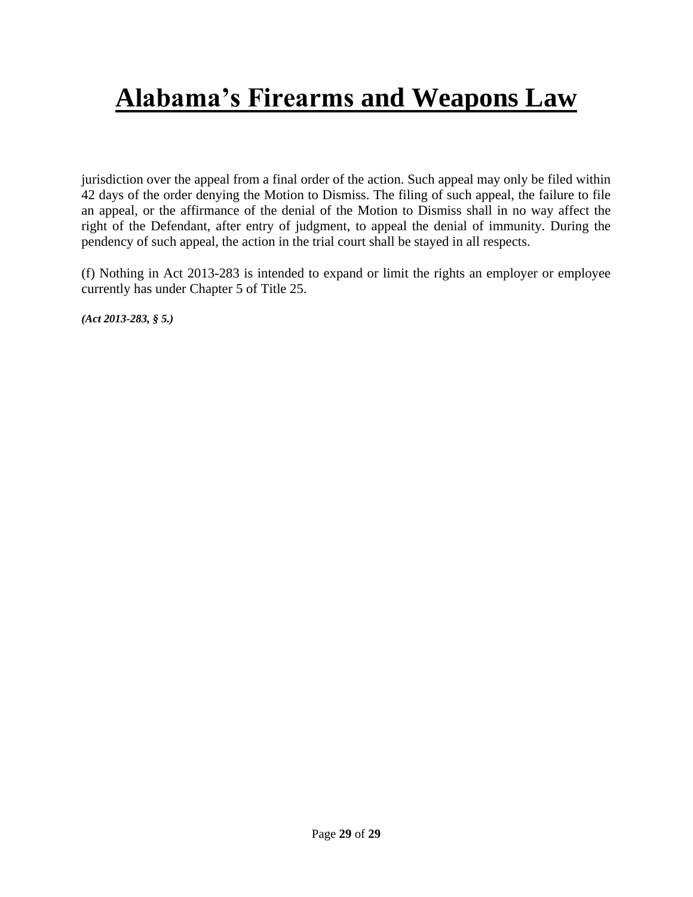jurisdiction over the appeal from a final order of the action. Such appeal may only be filed within 42 days of the order denying the Motion to Dismiss. The filing of such appeal, the failure to file an appeal, or the affirmance of the denial of the Motion to Dismiss shall in no way affect the right of the Defendant, after entry of judgment, to appeal the denial of immunity. During the pendency of such appeal, the action in the trial court shall be stayed in all respects.

(f) Nothing in Act 2013-283 is intended to expand or limit the rights an employer or employee currently has under Chapter 5 of Title 25.

***(Act 2013-283, § 5.)***